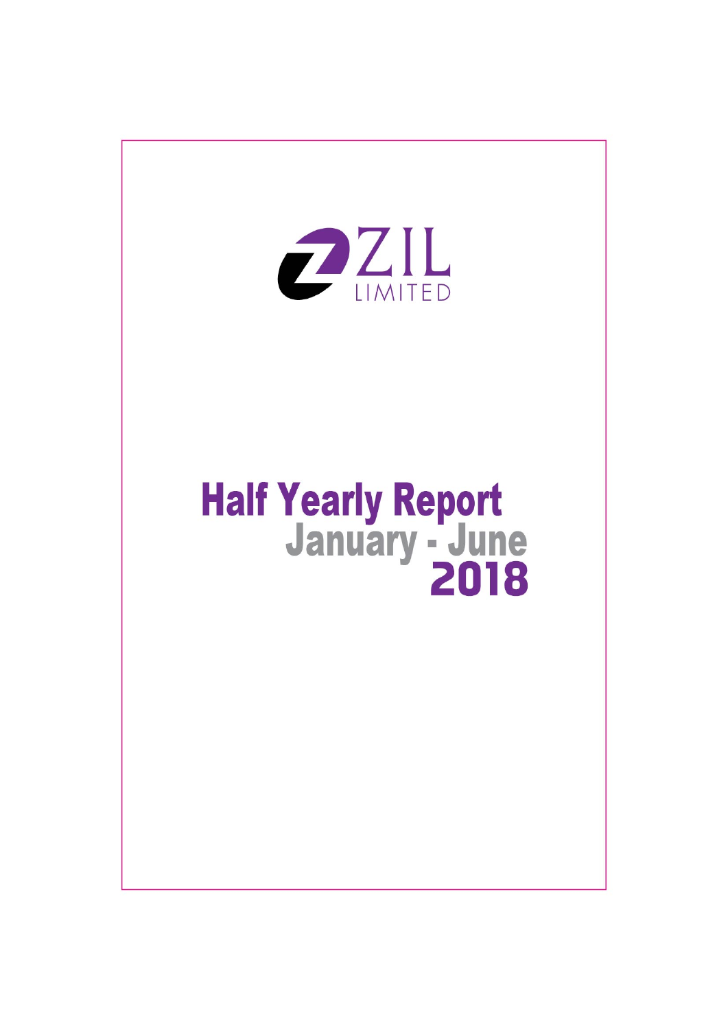ZIL
LIMITED

# Half Yearly Report
## January - June
## 2018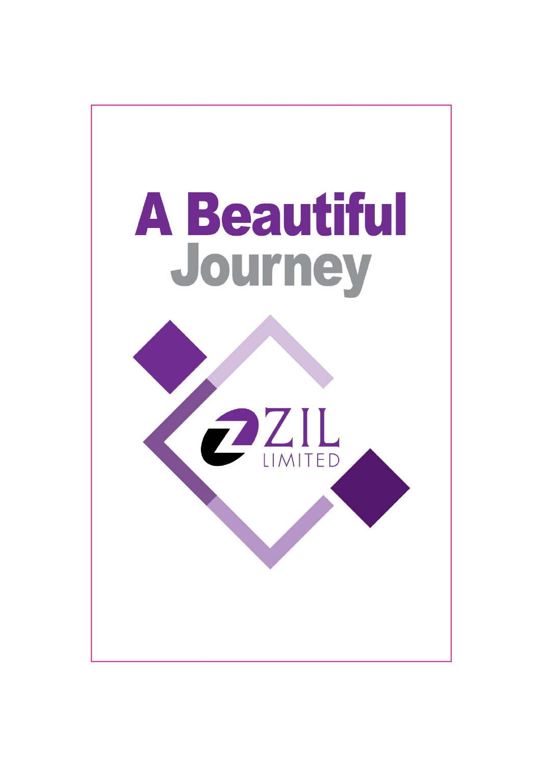# A Beautiful Journey

ZIL

LIMITED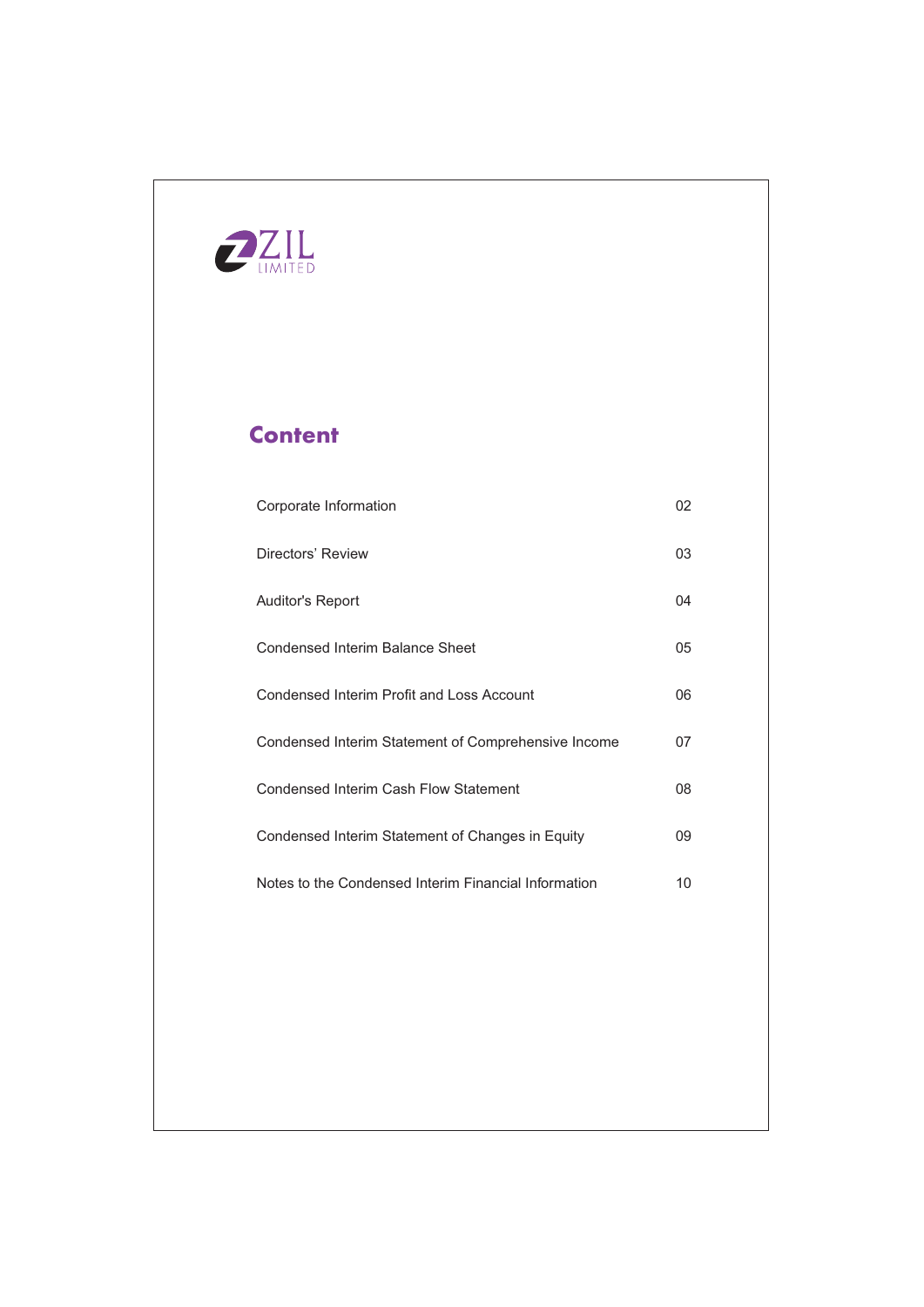ZIL LIMITED

# Content

| | |
|---|---|
| Corporate Information | 02 |
| Directors' Review | 03 |
| Auditor's Report | 04 |
| Condensed Interim Balance Sheet | 05 |
| Condensed Interim Profit and Loss Account | 06 |
| Condensed Interim Statement of Comprehensive Income | 07 |
| Condensed Interim Cash Flow Statement | 08 |
| Condensed Interim Statement of Changes in Equity | 09 |
| Notes to the Condensed Interim Financial Information | 10 |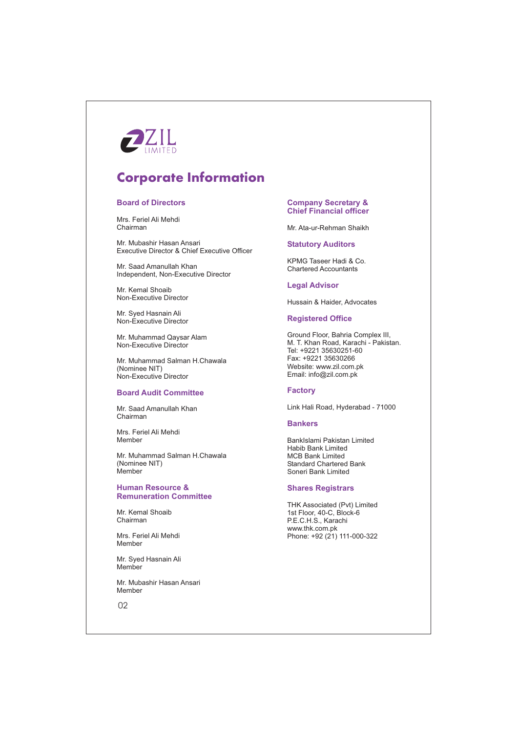ZIL LIMITED

# Corporate Information

## Board of Directors

Mrs. Feriel Ali Mehdi
Chairman

Mr. Mubashir Hasan Ansari
Executive Director & Chief Executive Officer

Mr. Saad Amanullah Khan
Independent, Non-Executive Director

Mr. Kemal Shoaib
Non-Executive Director

Mr. Syed Hasnain Ali
Non-Executive Director

Mr. Muhammad Qaysar Alam
Non-Executive Director

Mr. Muhammad Salman H.Chawala
(Nominee NIT)
Non-Executive Director

## Board Audit Committee

Mr. Saad Amanullah Khan
Chairman

Mrs. Feriel Ali Mehdi
Member

Mr. Muhammad Salman H.Chawala
(Nominee NIT)
Member

## Human Resource & Remuneration Committee

Mr. Kemal Shoaib
Chairman

Mrs. Feriel Ali Mehdi
Member

Mr. Syed Hasnain Ali
Member

Mr. Mubashir Hasan Ansari
Member

## Company Secretary & Chief Financial officer

Mr. Ata-ur-Rehman Shaikh

## Statutory Auditors

KPMG Taseer Hadi & Co.
Chartered Accountants

## Legal Advisor

Hussain & Haider, Advocates

## Registered Office

Ground Floor, Bahria Complex III,
M. T. Khan Road, Karachi - Pakistan.
Tel: +9221 35630251-60
Fax: +9221 35630266
Website: www.zil.com.pk
Email: info@zil.com.pk

## Factory

Link Hali Road, Hyderabad - 71000

## Bankers

BankIslami Pakistan Limited
Habib Bank Limited
MCB Bank Limited
Standard Chartered Bank
Soneri Bank Limited

## Shares Registrars

THK Associated (Pvt) Limited
1st Floor, 40-C, Block-6
P.E.C.H.S., Karachi
www.thk.com.pk
Phone: +92 (21) 111-000-322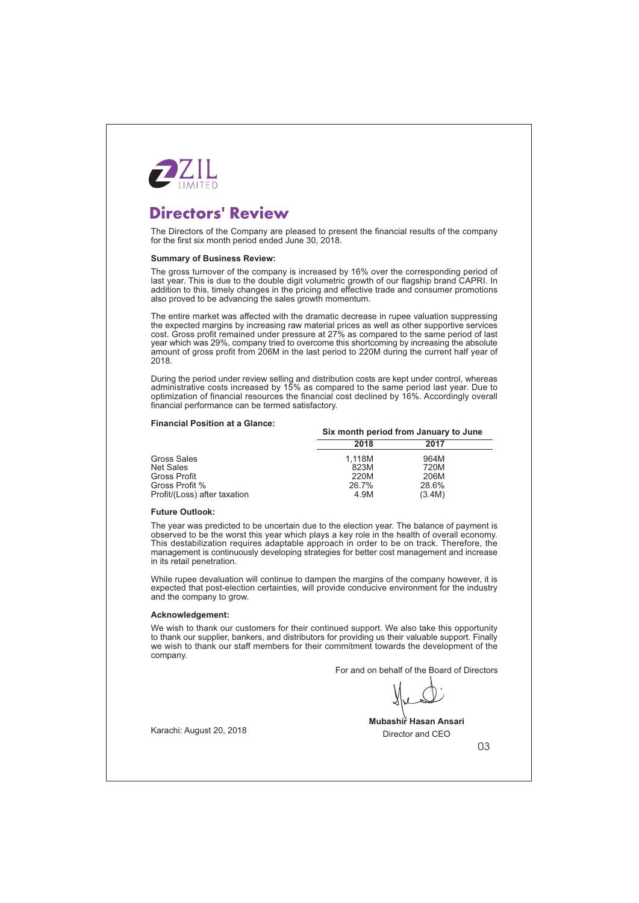ZIL LIMITED

# Directors' Review

The Directors of the Company are pleased to present the financial results of the company for the first six month period ended June 30, 2018.

**Summary of Business Review:**

The gross turnover of the company is increased by 16% over the corresponding period of last year. This is due to the double digit volumetric growth of our flagship brand CAPRI. In addition to this, timely changes in the pricing and effective trade and consumer promotions also proved to be advancing the sales growth momentum.

The entire market was affected with the dramatic decrease in rupee valuation suppressing the expected margins by increasing raw material prices as well as other supportive services cost. Gross profit remained under pressure at 27% as compared to the same period of last year which was 29%, company tried to overcome this shortcoming by increasing the absolute amount of gross profit from 206M in the last period to 220M during the current half year of 2018.

During the period under review selling and distribution costs are kept under control, whereas administrative costs increased by 15% as compared to the same period last year. Due to optimization of financial resources the financial cost declined by 16%. Accordingly overall financial performance can be termed satisfactory.

**Financial Position at a Glance:**

| | Six month period from January to June | |
|---|---|---|
| | **2018** | **2017** |
| Gross Sales | 1,118M | 964M |
| Net Sales | 823M | 720M |
| Gross Profit | 220M | 206M |
| Gross Profit % | 26.7% | 28.6% |
| Profit/(Loss) after taxation | 4.9M | (3.4M) |

**Future Outlook:**

The year was predicted to be uncertain due to the election year. The balance of payment is observed to be the worst this year which plays a key role in the health of overall economy. This destabilization requires adaptable approach in order to be on track. Therefore, the management is continuously developing strategies for better cost management and increase in its retail penetration.

While rupee devaluation will continue to dampen the margins of the company however, it is expected that post-election certainties, will provide conducive environment for the industry and the company to grow.

**Acknowledgement:**

We wish to thank our customers for their continued support. We also take this opportunity to thank our supplier, bankers, and distributors for providing us their valuable support. Finally we wish to thank our staff members for their commitment towards the development of the company.

For and on behalf of the Board of Directors

**Mubashir Hasan Ansari**
Director and CEO

Karachi: August 20, 2018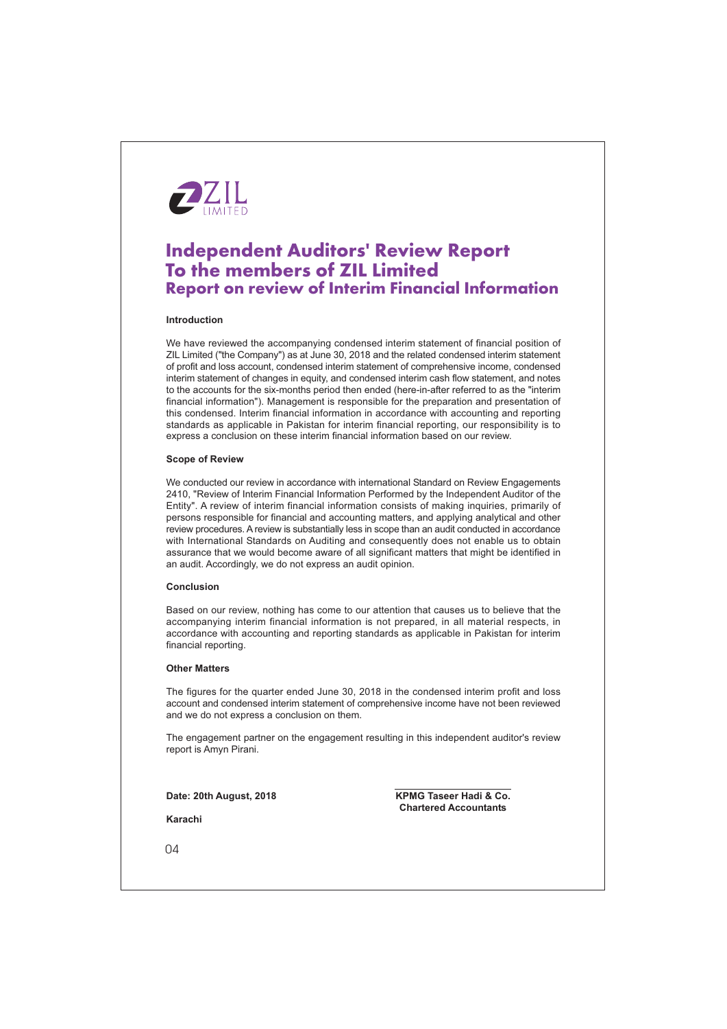# Independent Auditors' Review Report
# To the members of ZIL Limited
## Report on review of Interim Financial Information

**Introduction**

We have reviewed the accompanying condensed interim statement of financial position of ZIL Limited ("the Company") as at June 30, 2018 and the related condensed interim statement of profit and loss account, condensed interim statement of comprehensive income, condensed interim statement of changes in equity, and condensed interim cash flow statement, and notes to the accounts for the six-months period then ended (here-in-after referred to as the "interim financial information"). Management is responsible for the preparation and presentation of this condensed. Interim financial information in accordance with accounting and reporting standards as applicable in Pakistan for interim financial reporting, our responsibility is to express a conclusion on these interim financial information based on our review.

**Scope of Review**

We conducted our review in accordance with international Standard on Review Engagements 2410, "Review of Interim Financial Information Performed by the Independent Auditor of the Entity". A review of interim financial information consists of making inquiries, primarily of persons responsible for financial and accounting matters, and applying analytical and other review procedures. A review is substantially less in scope than an audit conducted in accordance with International Standards on Auditing and consequently does not enable us to obtain assurance that we would become aware of all significant matters that might be identified in an audit. Accordingly, we do not express an audit opinion.

**Conclusion**

Based on our review, nothing has come to our attention that causes us to believe that the accompanying interim financial information is not prepared, in all material respects, in accordance with accounting and reporting standards as applicable in Pakistan for interim financial reporting.

**Other Matters**

The figures for the quarter ended June 30, 2018 in the condensed interim profit and loss account and condensed interim statement of comprehensive income have not been reviewed and we do not express a conclusion on them.

The engagement partner on the engagement resulting in this independent auditor's review report is Amyn Pirani.

**Date: 20th August, 2018**

**Karachi**

**KPMG Taseer Hadi & Co.**
**Chartered Accountants**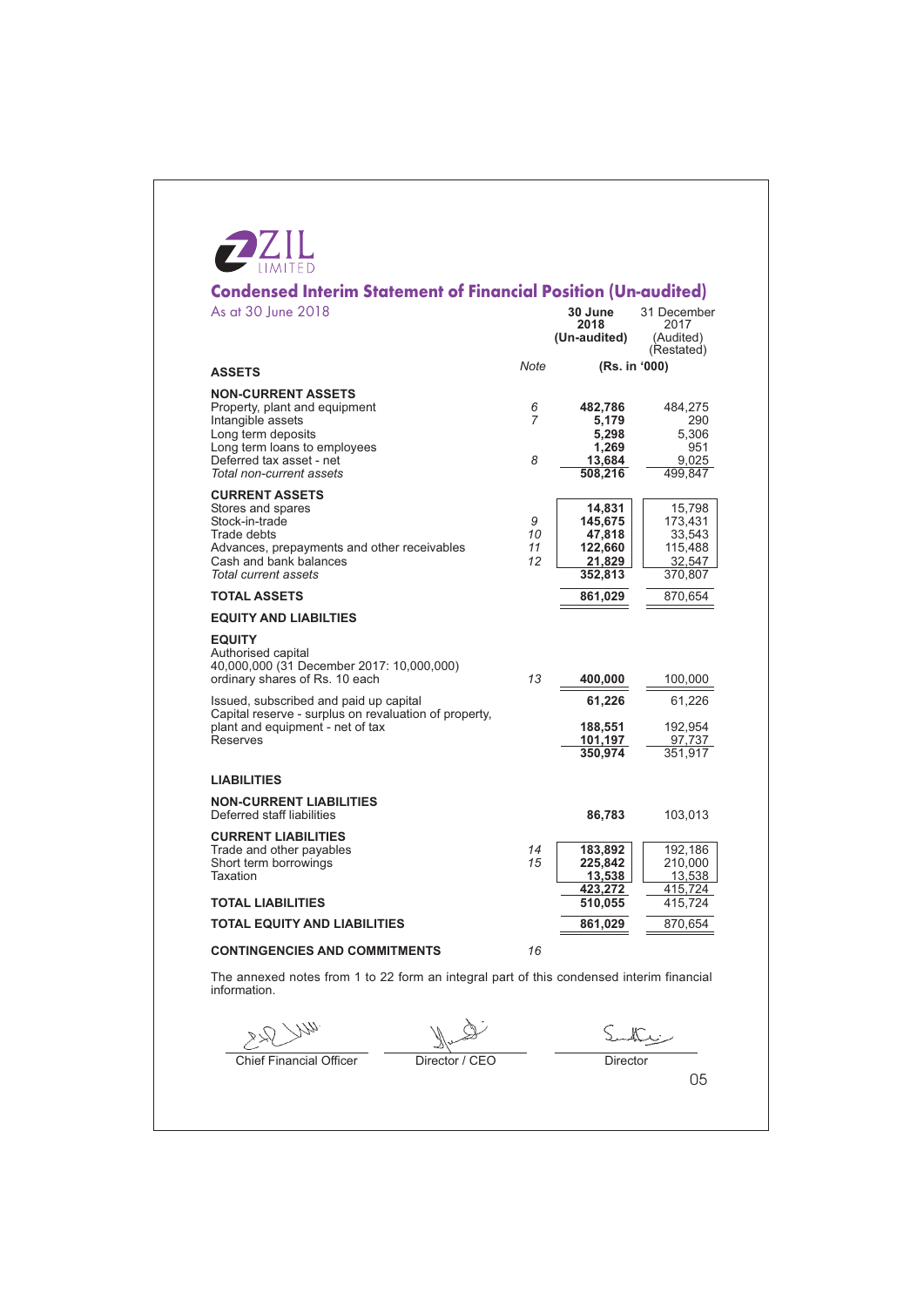ZIL LIMITED

# Condensed Interim Statement of Financial Position (Un-audited)

As at 30 June 2018

| | Note | 30 June 2018 (Un-audited) | 31 December 2017 (Audited) (Restated) |
|---|---|---|---|
| | | (Rs. in '000) | |
| **ASSETS** | | | |
| **NON-CURRENT ASSETS** | | | |
| Property, plant and equipment | 6 | **482,786** | 484,275 |
| Intangible assets | 7 | **5,179** | 290 |
| Long term deposits | | **5,298** | 5,306 |
| Long term loans to employees | | **1,269** | 951 |
| Deferred tax asset - net | 8 | **13,684** | 9,025 |
| *Total non-current assets* | | **508,216** | 499,847 |
| **CURRENT ASSETS** | | | |
| Stores and spares | | **14,831** | 15,798 |
| Stock-in-trade | 9 | **145,675** | 173,431 |
| Trade debts | 10 | **47,818** | 33,543 |
| Advances, prepayments and other receivables | 11 | **122,660** | 115,488 |
| Cash and bank balances | 12 | **21,829** | 32,547 |
| *Total current assets* | | **352,813** | 370,807 |
| **TOTAL ASSETS** | | **861,029** | 870,654 |
| **EQUITY AND LIABILTIES** | | | |
| **EQUITY** | | | |
| Authorised capital 40,000,000 (31 December 2017: 10,000,000) ordinary shares of Rs. 10 each | 13 | **400,000** | 100,000 |
| Issued, subscribed and paid up capital | | **61,226** | 61,226 |
| Capital reserve - surplus on revaluation of property, plant and equipment - net of tax | | **188,551** | 192,954 |
| Reserves | | **101,197** | 97,737 |
| | | **350,974** | 351,917 |
| **LIABILITIES** | | | |
| **NON-CURRENT LIABILITIES** | | | |
| Deferred staff liabilities | | **86,783** | 103,013 |
| **CURRENT LIABILITIES** | | | |
| Trade and other payables | 14 | **183,892** | 192,186 |
| Short term borrowings | 15 | **225,842** | 210,000 |
| Taxation | | **13,538** | 13,538 |
| | | **423,272** | 415,724 |
| **TOTAL LIABILITIES** | | **510,055** | 415,724 |
| **TOTAL EQUITY AND LIABILITIES** | | **861,029** | 870,654 |
| **CONTINGENCIES AND COMMITMENTS** | 16 | | |

The annexed notes from 1 to 22 form an integral part of this condensed interim financial information.

| Chief Financial Officer | Director / CEO | Director |
|---|---|---|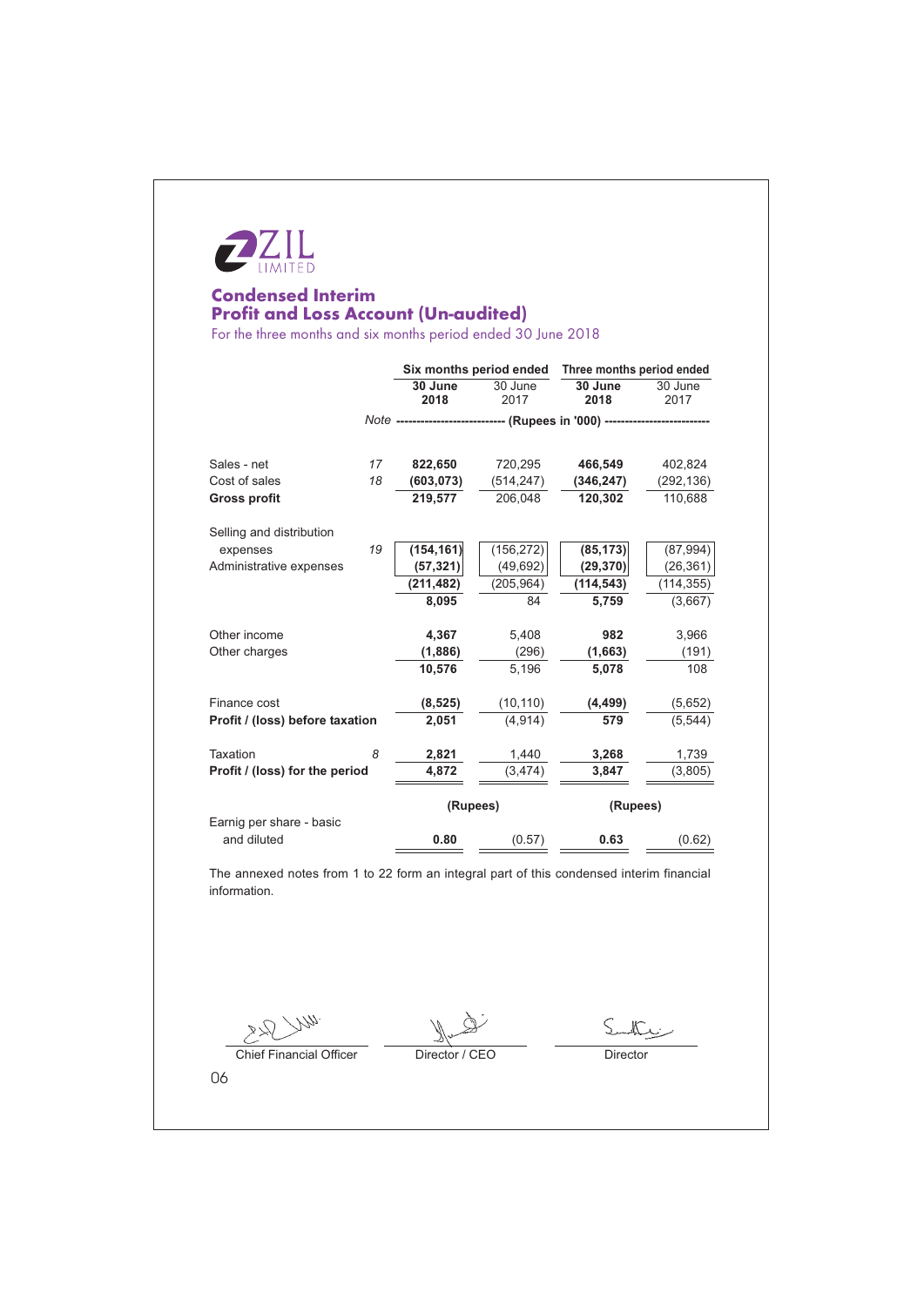ZIL LIMITED

# Condensed Interim Profit and Loss Account (Un-audited)

For the three months and six months period ended 30 June 2018

| | Note | Six months period ended | | Three months period ended | |
|---|---|---|---|---|---|
| | | **30 June 2018** | 30 June 2017 | **30 June 2018** | 30 June 2017 |
| | | ---------- (Rupees in '000) ---------- | | | |
| Sales - net | 17 | **822,650** | 720,295 | **466,549** | 402,824 |
| Cost of sales | 18 | **(603,073)** | (514,247) | **(346,247)** | (292,136) |
| **Gross profit** | | **219,577** | 206,048 | **120,302** | 110,688 |
| Selling and distribution expenses | 19 | **(154,161)** | (156,272) | **(85,173)** | (87,994) |
| Administrative expenses | | **(57,321)** | (49,692) | **(29,370)** | (26,361) |
| | | **(211,482)** | (205,964) | **(114,543)** | (114,355) |
| | | **8,095** | 84 | **5,759** | (3,667) |
| Other income | | **4,367** | 5,408 | **982** | 3,966 |
| Other charges | | **(1,886)** | (296) | **(1,663)** | (191) |
| | | **10,576** | 5,196 | **5,078** | 108 |
| Finance cost | | **(8,525)** | (10,110) | **(4,499)** | (5,652) |
| **Profit / (loss) before taxation** | | **2,051** | (4,914) | **579** | (5,544) |
| Taxation | 8 | **2,821** | 1,440 | **3,268** | 1,739 |
| **Profit / (loss) for the period** | | **4,872** | (3,474) | **3,847** | (3,805) |
| | | (Rupees) | | (Rupees) | |
| Earnig per share - basic and diluted | | **0.80** | (0.57) | **0.63** | (0.62) |

The annexed notes from 1 to 22 form an integral part of this condensed interim financial information.

Chief Financial Officer — Director / CEO — Director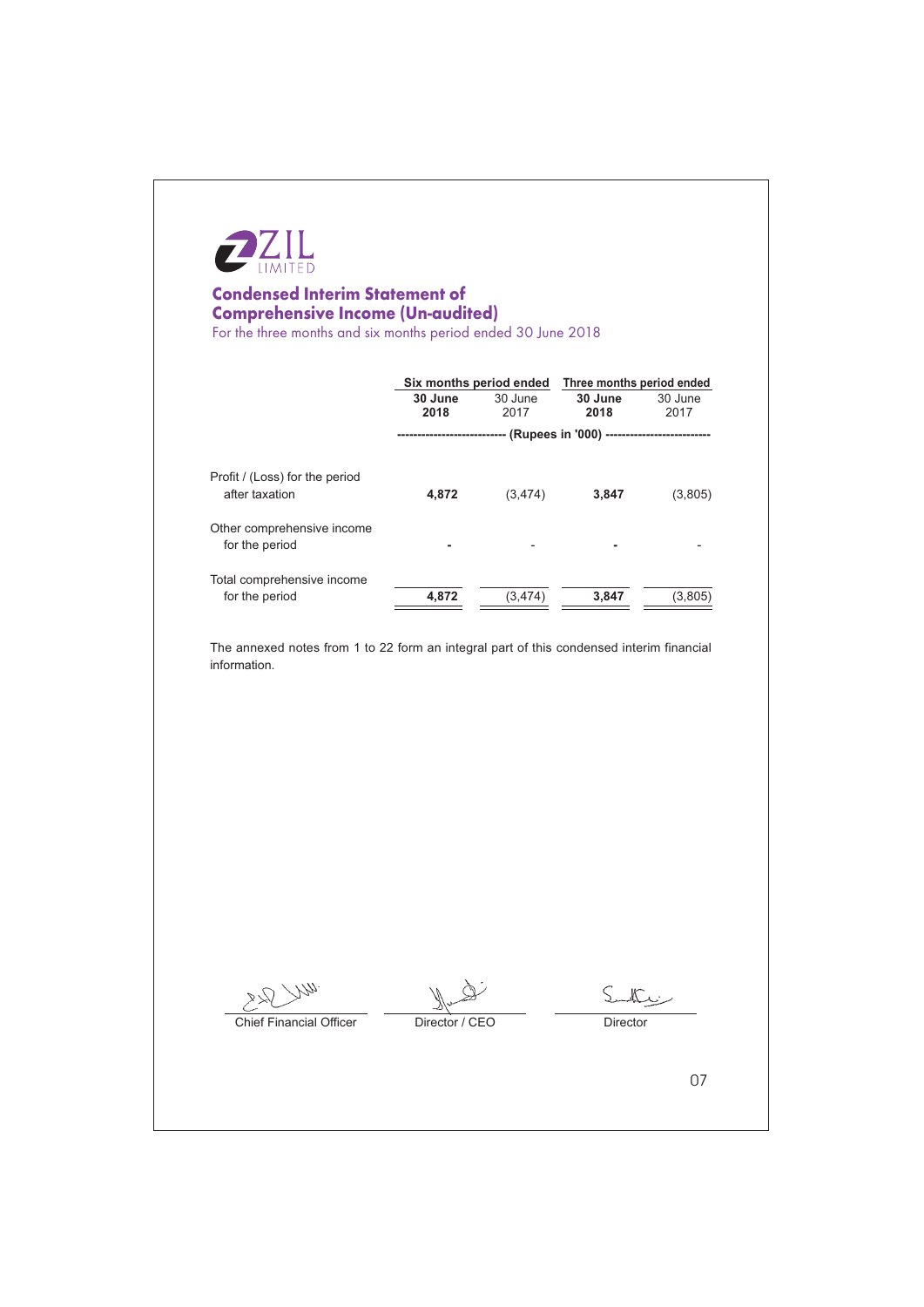ZIL LIMITED

# Condensed Interim Statement of Comprehensive Income (Un-audited)

For the three months and six months period ended 30 June 2018

| | Six months period ended | | Three months period ended | |
|---|---|---|---|---|
| | **30 June 2018** | 30 June 2017 | **30 June 2018** | 30 June 2017 |
| | (Rupees in '000) | | | |
| Profit / (Loss) for the period after taxation | **4,872** | (3,474) | **3,847** | (3,805) |
| Other comprehensive income for the period | **-** | - | **-** | - |
| Total comprehensive income for the period | **4,872** | (3,474) | **3,847** | (3,805) |

The annexed notes from 1 to 22 form an integral part of this condensed interim financial information.

| Chief Financial Officer | Director / CEO | Director |
|---|---|---|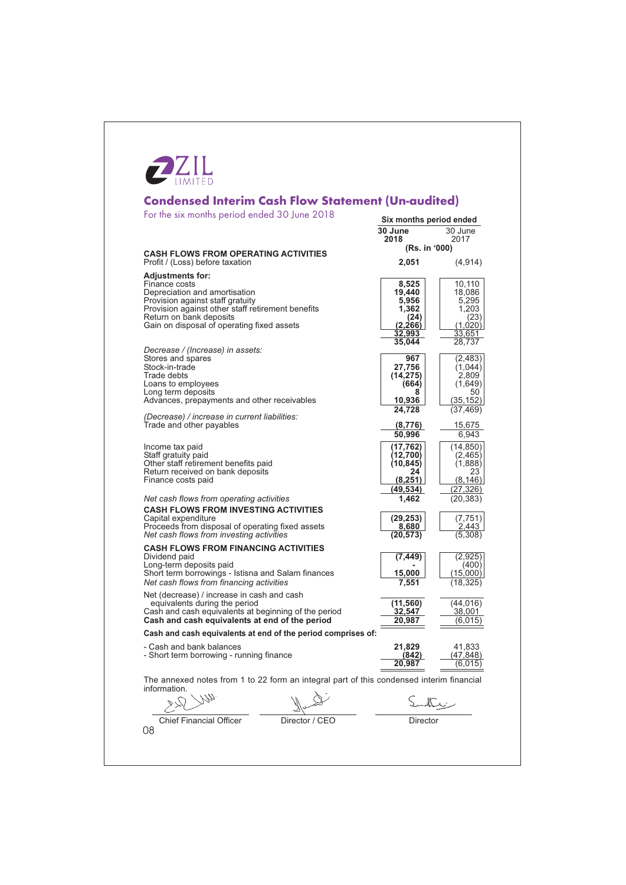ZIL LIMITED

## Condensed Interim Cash Flow Statement (Un-audited)

For the six months period ended 30 June 2018

| | Six months period ended | |
|---|---|---|
| | **30 June 2018** | 30 June 2017 |
| | **(Rs. in '000)** | |
| **CASH FLOWS FROM OPERATING ACTIVITIES** | | |
| Profit / (Loss) before taxation | **2,051** | (4,914) |
| **Adjustments for:** | | |
| Finance costs | **8,525** | 10,110 |
| Depreciation and amortisation | **19,440** | 18,086 |
| Provision against staff gratuity | **5,956** | 5,295 |
| Provision against other staff retirement benefits | **1,362** | 1,203 |
| Return on bank deposits | **(24)** | (23) |
| Gain on disposal of operating fixed assets | **(2,266)** | (1,020) |
| | **32,993** | 33,651 |
| | **35,044** | 28,737 |
| *Decrease / (Increase) in assets:* | | |
| Stores and spares | **967** | (2,483) |
| Stock-in-trade | **27,756** | (1,044) |
| Trade debts | **(14,275)** | 2,809 |
| Loans to employees | **(664)** | (1,649) |
| Long term deposits | **8** | 50 |
| Advances, prepayments and other receivables | **10,936** | (35,152) |
| | **24,728** | (37,469) |
| *(Decrease) / increase in current liabilities:* | | |
| Trade and other payables | **(8,776)** | 15,675 |
| | **50,996** | 6,943 |
| Income tax paid | **(17,762)** | (14,850) |
| Staff gratuity paid | **(12,700)** | (2,465) |
| Other staff retirement benefits paid | **(10,845)** | (1,888) |
| Return received on bank deposits | **24** | 23 |
| Finance costs paid | **(8,251)** | (8,146) |
| | **(49,534)** | (27,326) |
| *Net cash flows from operating activities* | **1,462** | (20,383) |
| **CASH FLOWS FROM INVESTING ACTIVITIES** | | |
| Capital expenditure | **(29,253)** | (7,751) |
| Proceeds from disposal of operating fixed assets | **8,680** | 2,443 |
| *Net cash flows from investing activities* | **(20,573)** | (5,308) |
| **CASH FLOWS FROM FINANCING ACTIVITIES** | | |
| Dividend paid | **(7,449)** | (2,925) |
| Long-term deposits paid | **-** | (400) |
| Short term borrowings - Istisna and Salam finances | **15,000** | (15,000) |
| *Net cash flows from financing activities* | **7,551** | (18,325) |
| Net (decrease) / increase in cash and cash equivalents during the period | **(11,560)** | (44,016) |
| Cash and cash equivalents at beginning of the period | **32,547** | 38,001 |
| **Cash and cash equivalents at end of the period** | **20,987** | (6,015) |
| **Cash and cash equivalents at end of the period comprises of:** | | |
| - Cash and bank balances | **21,829** | 41,833 |
| - Short term borrowing - running finance | **(842)** | (47,848) |
| | **20,987** | (6,015) |

The annexed notes from 1 to 22 form an integral part of this condensed interim financial information.

Chief Financial Officer | Director / CEO | Director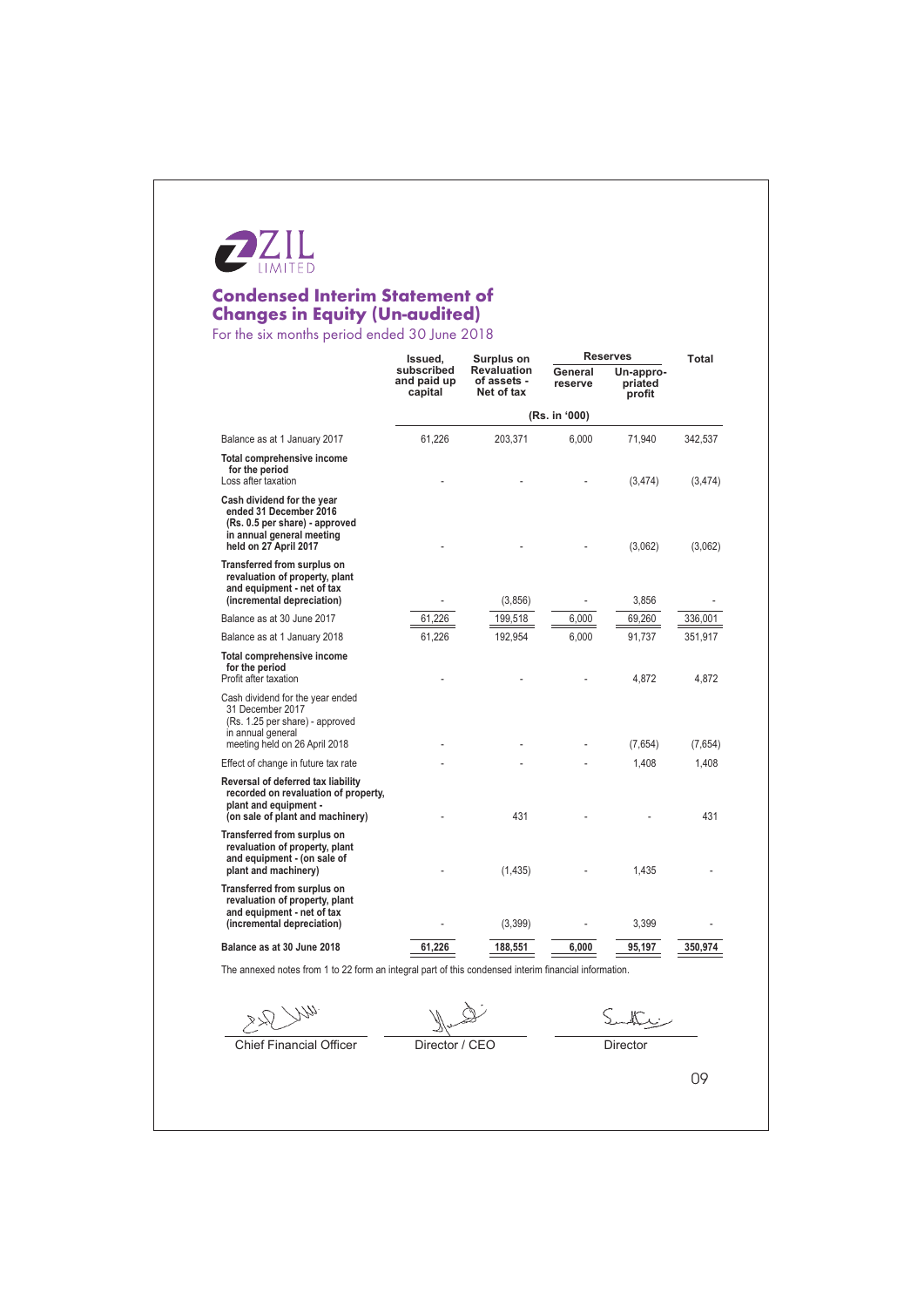ZIL LIMITED

# Condensed Interim Statement of Changes in Equity (Un-audited)

For the six months period ended 30 June 2018

| | Issued, subscribed and paid up capital | Surplus on Revaluation of assets - Net of tax | Reserves | | Total |
|---|---|---|---|---|---|
| | | | General reserve | Un-appropriated profit | |
| | (Rs. in '000) | | | | |
| Balance as at 1 January 2017 | 61,226 | 203,371 | 6,000 | 71,940 | 342,537 |
| **Total comprehensive income for the period** | | | | | |
| Loss after taxation | - | - | - | (3,474) | (3,474) |
| **Cash dividend for the year ended 31 December 2016 (Rs. 0.5 per share) - approved in annual general meeting held on 27 April 2017** | - | - | - | (3,062) | (3,062) |
| **Transferred from surplus on revaluation of property, plant and equipment - net of tax (incremental depreciation)** | - | (3,856) | - | 3,856 | - |
| Balance as at 30 June 2017 | 61,226 | 199,518 | 6,000 | 69,260 | 336,001 |
| Balance as at 1 January 2018 | 61,226 | 192,954 | 6,000 | 91,737 | 351,917 |
| **Total comprehensive income for the period** | | | | | |
| Profit after taxation | - | - | - | 4,872 | 4,872 |
| Cash dividend for the year ended 31 December 2017 (Rs. 1.25 per share) - approved in annual general meeting held on 26 April 2018 | - | - | - | (7,654) | (7,654) |
| Effect of change in future tax rate | - | - | - | 1,408 | 1,408 |
| **Reversal of deferred tax liability recorded on revaluation of property, plant and equipment - (on sale of plant and machinery)** | - | 431 | - | - | 431 |
| **Transferred from surplus on revaluation of property, plant and equipment - (on sale of plant and machinery)** | - | (1,435) | - | 1,435 | - |
| **Transferred from surplus on revaluation of property, plant and equipment - net of tax (incremental depreciation)** | - | (3,399) | - | 3,399 | - |
| **Balance as at 30 June 2018** | **61,226** | **188,551** | **6,000** | **95,197** | **350,974** |

The annexed notes from 1 to 22 form an integral part of this condensed interim financial information.

Chief Financial Officer — Director / CEO — Director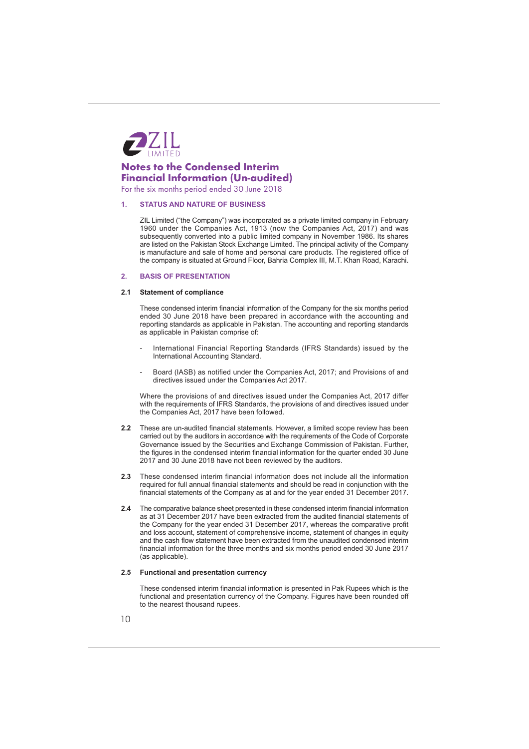# Notes to the Condensed Interim Financial Information (Un-audited)

For the six months period ended 30 June 2018

## 1. STATUS AND NATURE OF BUSINESS

ZIL Limited ("the Company") was incorporated as a private limited company in February 1960 under the Companies Act, 1913 (now the Companies Act, 2017) and was subsequently converted into a public limited company in November 1986. Its shares are listed on the Pakistan Stock Exchange Limited. The principal activity of the Company is manufacture and sale of home and personal care products. The registered office of the company is situated at Ground Floor, Bahria Complex III, M.T. Khan Road, Karachi.

## 2. BASIS OF PRESENTATION

### 2.1 Statement of compliance

These condensed interim financial information of the Company for the six months period ended 30 June 2018 have been prepared in accordance with the accounting and reporting standards as applicable in Pakistan. The accounting and reporting standards as applicable in Pakistan comprise of:

- International Financial Reporting Standards (IFRS Standards) issued by the International Accounting Standard.
- Board (IASB) as notified under the Companies Act, 2017; and Provisions of and directives issued under the Companies Act 2017.

Where the provisions of and directives issued under the Companies Act, 2017 differ with the requirements of IFRS Standards, the provisions of and directives issued under the Companies Act, 2017 have been followed.

**2.2** These are un-audited financial statements. However, a limited scope review has been carried out by the auditors in accordance with the requirements of the Code of Corporate Governance issued by the Securities and Exchange Commission of Pakistan. Further, the figures in the condensed interim financial information for the quarter ended 30 June 2017 and 30 June 2018 have not been reviewed by the auditors.

**2.3** These condensed interim financial information does not include all the information required for full annual financial statements and should be read in conjunction with the financial statements of the Company as at and for the year ended 31 December 2017.

**2.4** The comparative balance sheet presented in these condensed interim financial information as at 31 December 2017 have been extracted from the audited financial statements of the Company for the year ended 31 December 2017, whereas the comparative profit and loss account, statement of comprehensive income, statement of changes in equity and the cash flow statement have been extracted from the unaudited condensed interim financial information for the three months and six months period ended 30 June 2017 (as applicable).

### 2.5 Functional and presentation currency

These condensed interim financial information is presented in Pak Rupees which is the functional and presentation currency of the Company. Figures have been rounded off to the nearest thousand rupees.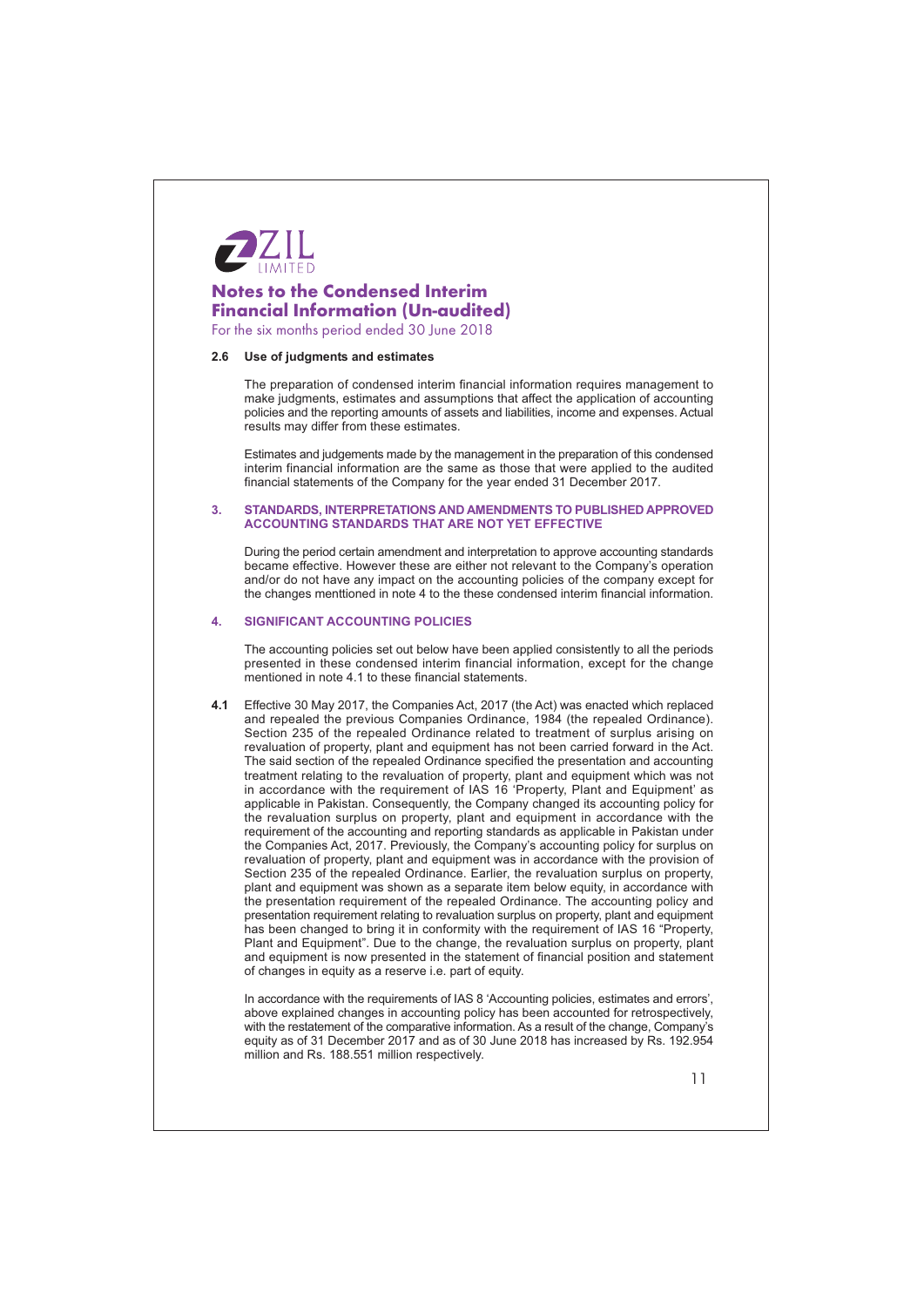## Notes to the Condensed Interim Financial Information (Un-audited)

For the six months period ended 30 June 2018

### 2.6 Use of judgments and estimates

The preparation of condensed interim financial information requires management to make judgments, estimates and assumptions that affect the application of accounting policies and the reporting amounts of assets and liabilities, income and expenses. Actual results may differ from these estimates.

Estimates and judgements made by the management in the preparation of this condensed interim financial information are the same as those that were applied to the audited financial statements of the Company for the year ended 31 December 2017.

### 3. STANDARDS, INTERPRETATIONS AND AMENDMENTS TO PUBLISHED APPROVED ACCOUNTING STANDARDS THAT ARE NOT YET EFFECTIVE

During the period certain amendment and interpretation to approve accounting standards became effective. However these are either not relevant to the Company's operation and/or do not have any impact on the accounting policies of the company except for the changes menttioned in note 4 to the these condensed interim financial information.

### 4. SIGNIFICANT ACCOUNTING POLICIES

The accounting policies set out below have been applied consistently to all the periods presented in these condensed interim financial information, except for the change mentioned in note 4.1 to these financial statements.

**4.1** Effective 30 May 2017, the Companies Act, 2017 (the Act) was enacted which replaced and repealed the previous Companies Ordinance, 1984 (the repealed Ordinance). Section 235 of the repealed Ordinance related to treatment of surplus arising on revaluation of property, plant and equipment has not been carried forward in the Act. The said section of the repealed Ordinance specified the presentation and accounting treatment relating to the revaluation of property, plant and equipment which was not in accordance with the requirement of IAS 16 'Property, Plant and Equipment' as applicable in Pakistan. Consequently, the Company changed its accounting policy for the revaluation surplus on property, plant and equipment in accordance with the requirement of the accounting and reporting standards as applicable in Pakistan under the Companies Act, 2017. Previously, the Company's accounting policy for surplus on revaluation of property, plant and equipment was in accordance with the provision of Section 235 of the repealed Ordinance. Earlier, the revaluation surplus on property, plant and equipment was shown as a separate item below equity, in accordance with the presentation requirement of the repealed Ordinance. The accounting policy and presentation requirement relating to revaluation surplus on property, plant and equipment has been changed to bring it in conformity with the requirement of IAS 16 "Property, Plant and Equipment". Due to the change, the revaluation surplus on property, plant and equipment is now presented in the statement of financial position and statement of changes in equity as a reserve i.e. part of equity.

In accordance with the requirements of IAS 8 'Accounting policies, estimates and errors', above explained changes in accounting policy has been accounted for retrospectively, with the restatement of the comparative information. As a result of the change, Company's equity as of 31 December 2017 and as of 30 June 2018 has increased by Rs. 192.954 million and Rs. 188.551 million respectively.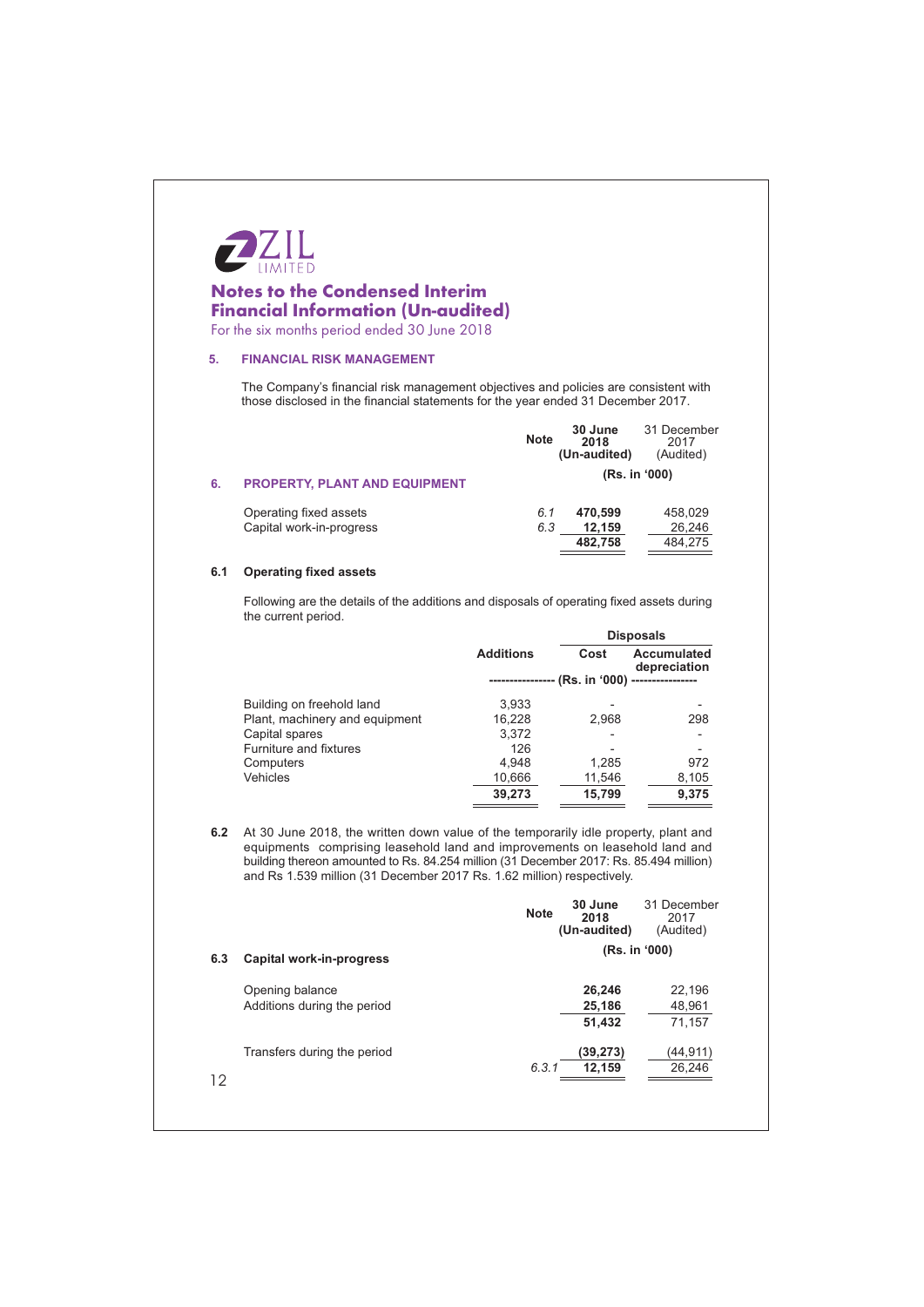ZIL LIMITED

# Notes to the Condensed Interim Financial Information (Un-audited)

For the six months period ended 30 June 2018

## 5. FINANCIAL RISK MANAGEMENT

The Company's financial risk management objectives and policies are consistent with those disclosed in the financial statements for the year ended 31 December 2017.

## 6. PROPERTY, PLANT AND EQUIPMENT

| | Note | 30 June 2018 (Un-audited) | 31 December 2017 (Audited) |
|---|---|---|---|
| | | (Rs. in '000) | |
| Operating fixed assets | 6.1 | **470,599** | 458,029 |
| Capital work-in-progress | 6.3 | **12,159** | 26,246 |
| | | **482,758** | 484,275 |

### 6.1 Operating fixed assets

Following are the details of the additions and disposals of operating fixed assets during the current period.

| | Additions | Disposals | |
|---|---|---|---|
| | | Cost | Accumulated depreciation |
| | (Rs. in '000) | | |
| Building on freehold land | 3,933 | - | - |
| Plant, machinery and equipment | 16,228 | 2,968 | 298 |
| Capital spares | 3,372 | - | - |
| Furniture and fixtures | 126 | - | - |
| Computers | 4,948 | 1,285 | 972 |
| Vehicles | 10,666 | 11,546 | 8,105 |
| | **39,273** | **15,799** | **9,375** |

**6.2** At 30 June 2018, the written down value of the temporarily idle property, plant and equipments comprising leasehold land and improvements on leasehold land and building thereon amounted to Rs. 84.254 million (31 December 2017: Rs. 85.494 million) and Rs 1.539 million (31 December 2017 Rs. 1.62 million) respectively.

### 6.3 Capital work-in-progress

| | Note | 30 June 2018 (Un-audited) | 31 December 2017 (Audited) |
|---|---|---|---|
| | | (Rs. in '000) | |
| Opening balance | | **26,246** | 22,196 |
| Additions during the period | | **25,186** | 48,961 |
| | | **51,432** | 71,157 |
| Transfers during the period | | **(39,273)** | (44,911) |
| | 6.3.1 | **12,159** | 26,246 |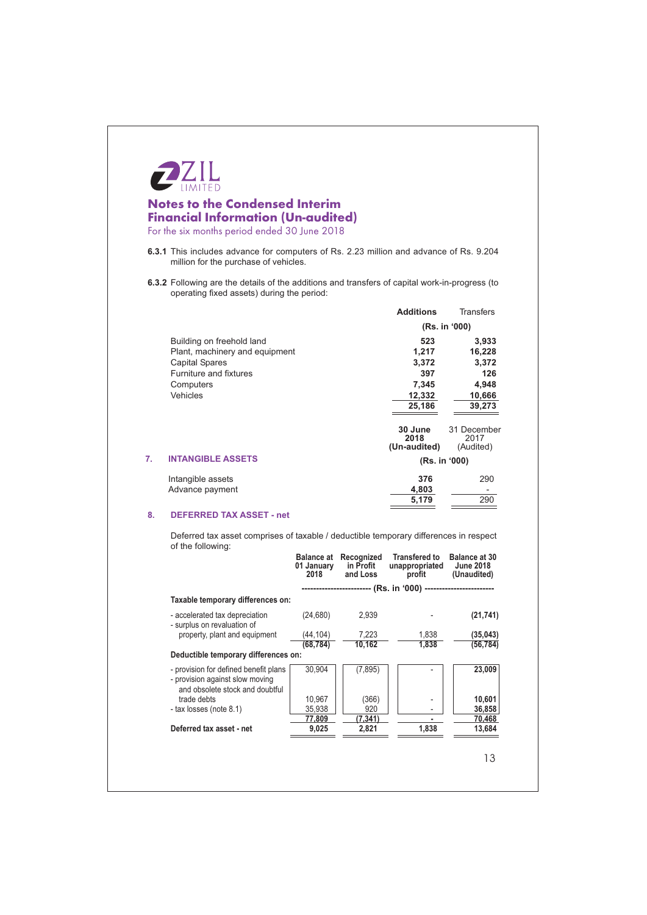**ZIL LIMITED**

# Notes to the Condensed Interim Financial Information (Un-audited)

For the six months period ended 30 June 2018

**6.3.1** This includes advance for computers of Rs. 2.23 million and advance of Rs. 9.204 million for the purchase of vehicles.

**6.3.2** Following are the details of the additions and transfers of capital work-in-progress (to operating fixed assets) during the period:

| | **Additions** | Transfers |
|---|---|---|
| | **(Rs. in '000)** | |
| Building on freehold land | **523** | **3,933** |
| Plant, machinery and equipment | **1,217** | **16,228** |
| Capital Spares | **3,372** | **3,372** |
| Furniture and fixtures | **397** | **126** |
| Computers | **7,345** | **4,948** |
| Vehicles | **12,332** | **10,666** |
| | **25,186** | **39,273** |

## 7. INTANGIBLE ASSETS

| | **30 June 2018 (Un-audited)** | 31 December 2017 (Audited) |
|---|---|---|
| | **(Rs. in '000)** | |
| Intangible assets | **376** | 290 |
| Advance payment | **4,803** | - |
| | **5,179** | 290 |

## 8. DEFERRED TAX ASSET - net

Deferred tax asset comprises of taxable / deductible temporary differences in respect of the following:

| | Balance at 01 January 2018 | Recognized in Profit and Loss | Transfered to unappropriated profit | Balance at 30 June 2018 (Unaudited) |
|---|---|---|---|---|
| | (Rs. in '000) | | | |
| **Taxable temporary differences on:** | | | | |
| - accelerated tax depreciation | (24,680) | 2,939 | - | **(21,741)** |
| - surplus on revaluation of property, plant and equipment | (44,104) | 7,223 | 1,838 | **(35,043)** |
| | (68,784) | 10,162 | 1,838 | **(56,784)** |
| **Deductible temporary differences on:** | | | | |
| - provision for defined benefit plans | 30,904 | (7,895) | - | **23,009** |
| - provision against slow moving and obsolete stock and doubtful trade debts | 10,967 | (366) | - | **10,601** |
| - tax losses (note 8.1) | 35,938 | 920 | - | **36,858** |
| | 77,809 | (7,341) | - | **70,468** |
| **Deferred tax asset - net** | **9,025** | **2,821** | **1,838** | **13,684** |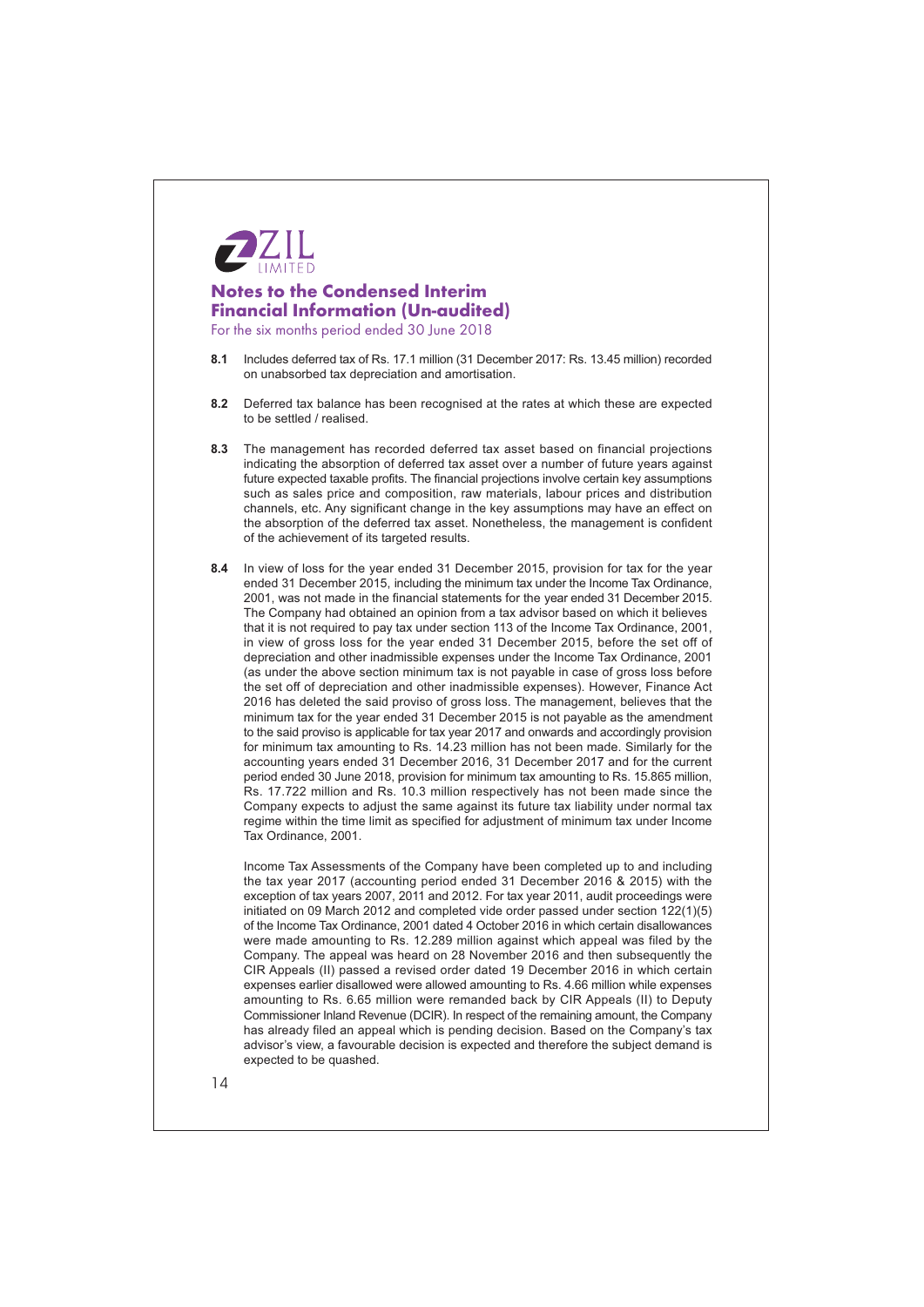**8.1** Includes deferred tax of Rs. 17.1 million (31 December 2017: Rs. 13.45 million) recorded on unabsorbed tax depreciation and amortisation.

**8.2** Deferred tax balance has been recognised at the rates at which these are expected to be settled / realised.

**8.3** The management has recorded deferred tax asset based on financial projections indicating the absorption of deferred tax asset over a number of future years against future expected taxable profits. The financial projections involve certain key assumptions such as sales price and composition, raw materials, labour prices and distribution channels, etc. Any significant change in the key assumptions may have an effect on the absorption of the deferred tax asset. Nonetheless, the management is confident of the achievement of its targeted results.

**8.4** In view of loss for the year ended 31 December 2015, provision for tax for the year ended 31 December 2015, including the minimum tax under the Income Tax Ordinance, 2001, was not made in the financial statements for the year ended 31 December 2015. The Company had obtained an opinion from a tax advisor based on which it believes that it is not required to pay tax under section 113 of the Income Tax Ordinance, 2001, in view of gross loss for the year ended 31 December 2015, before the set off of depreciation and other inadmissible expenses under the Income Tax Ordinance, 2001 (as under the above section minimum tax is not payable in case of gross loss before the set off of depreciation and other inadmissible expenses). However, Finance Act 2016 has deleted the said proviso of gross loss. The management, believes that the minimum tax for the year ended 31 December 2015 is not payable as the amendment to the said proviso is applicable for tax year 2017 and onwards and accordingly provision for minimum tax amounting to Rs. 14.23 million has not been made. Similarly for the accounting years ended 31 December 2016, 31 December 2017 and for the current period ended 30 June 2018, provision for minimum tax amounting to Rs. 15.865 million, Rs. 17.722 million and Rs. 10.3 million respectively has not been made since the Company expects to adjust the same against its future tax liability under normal tax regime within the time limit as specified for adjustment of minimum tax under Income Tax Ordinance, 2001.

Income Tax Assessments of the Company have been completed up to and including the tax year 2017 (accounting period ended 31 December 2016 & 2015) with the exception of tax years 2007, 2011 and 2012. For tax year 2011, audit proceedings were initiated on 09 March 2012 and completed vide order passed under section 122(1)(5) of the Income Tax Ordinance, 2001 dated 4 October 2016 in which certain disallowances were made amounting to Rs. 12.289 million against which appeal was filed by the Company. The appeal was heard on 28 November 2016 and then subsequently the CIR Appeals (II) passed a revised order dated 19 December 2016 in which certain expenses earlier disallowed were allowed amounting to Rs. 4.66 million while expenses amounting to Rs. 6.65 million were remanded back by CIR Appeals (II) to Deputy Commissioner Inland Revenue (DCIR). In respect of the remaining amount, the Company has already filed an appeal which is pending decision. Based on the Company's tax advisor's view, a favourable decision is expected and therefore the subject demand is expected to be quashed.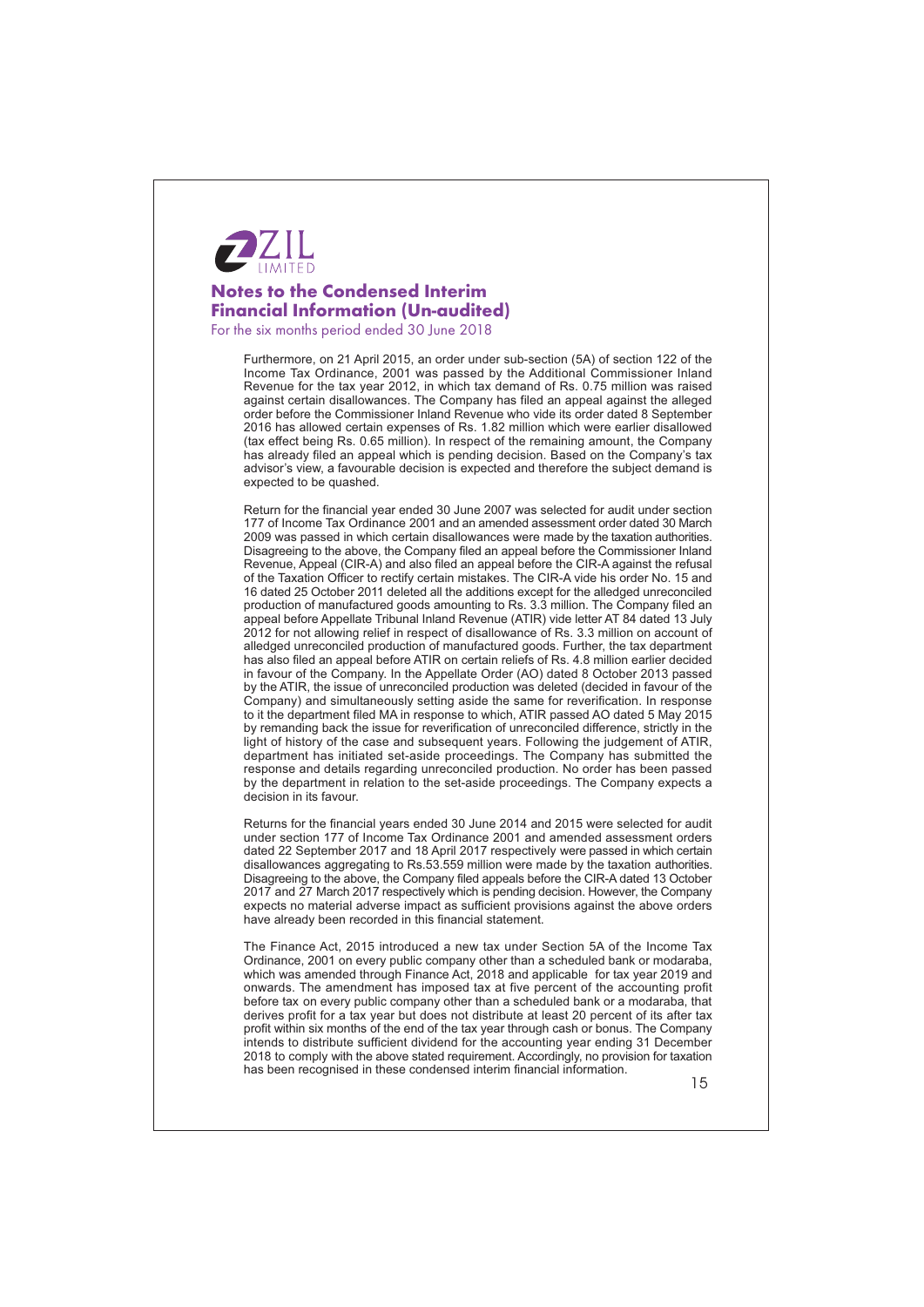Furthermore, on 21 April 2015, an order under sub-section (5A) of section 122 of the Income Tax Ordinance, 2001 was passed by the Additional Commissioner Inland Revenue for the tax year 2012, in which tax demand of Rs. 0.75 million was raised against certain disallowances. The Company has filed an appeal against the alleged order before the Commissioner Inland Revenue who vide its order dated 8 September 2016 has allowed certain expenses of Rs. 1.82 million which were earlier disallowed (tax effect being Rs. 0.65 million). In respect of the remaining amount, the Company has already filed an appeal which is pending decision. Based on the Company's tax advisor's view, a favourable decision is expected and therefore the subject demand is expected to be quashed.

Return for the financial year ended 30 June 2007 was selected for audit under section 177 of Income Tax Ordinance 2001 and an amended assessment order dated 30 March 2009 was passed in which certain disallowances were made by the taxation authorities. Disagreeing to the above, the Company filed an appeal before the Commissioner Inland Revenue, Appeal (CIR-A) and also filed an appeal before the CIR-A against the refusal of the Taxation Officer to rectify certain mistakes. The CIR-A vide his order No. 15 and 16 dated 25 October 2011 deleted all the additions except for the alledged unreconciled production of manufactured goods amounting to Rs. 3.3 million. The Company filed an appeal before Appellate Tribunal Inland Revenue (ATIR) vide letter AT 84 dated 13 July 2012 for not allowing relief in respect of disallowance of Rs. 3.3 million on account of alledged unreconciled production of manufactured goods. Further, the tax department has also filed an appeal before ATIR on certain reliefs of Rs. 4.8 million earlier decided in favour of the Company. In the Appellate Order (AO) dated 8 October 2013 passed by the ATIR, the issue of unreconciled production was deleted (decided in favour of the Company) and simultaneously setting aside the same for reverification. In response to it the department filed MA in response to which, ATIR passed AO dated 5 May 2015 by remanding back the issue for reverification of unreconciled difference, strictly in the light of history of the case and subsequent years. Following the judgement of ATIR, department has initiated set-aside proceedings. The Company has submitted the response and details regarding unreconciled production. No order has been passed by the department in relation to the set-aside proceedings. The Company expects a decision in its favour.

Returns for the financial years ended 30 June 2014 and 2015 were selected for audit under section 177 of Income Tax Ordinance 2001 and amended assessment orders dated 22 September 2017 and 18 April 2017 respectively were passed in which certain disallowances aggregating to Rs.53.559 million were made by the taxation authorities. Disagreeing to the above, the Company filed appeals before the CIR-A dated 13 October 2017 and 27 March 2017 respectively which is pending decision. However, the Company expects no material adverse impact as sufficient provisions against the above orders have already been recorded in this financial statement.

The Finance Act, 2015 introduced a new tax under Section 5A of the Income Tax Ordinance, 2001 on every public company other than a scheduled bank or modaraba, which was amended through Finance Act, 2018 and applicable for tax year 2019 and onwards. The amendment has imposed tax at five percent of the accounting profit before tax on every public company other than a scheduled bank or a modaraba, that derives profit for a tax year but does not distribute at least 20 percent of its after tax profit within six months of the end of the tax year through cash or bonus. The Company intends to distribute sufficient dividend for the accounting year ending 31 December 2018 to comply with the above stated requirement. Accordingly, no provision for taxation has been recognised in these condensed interim financial information.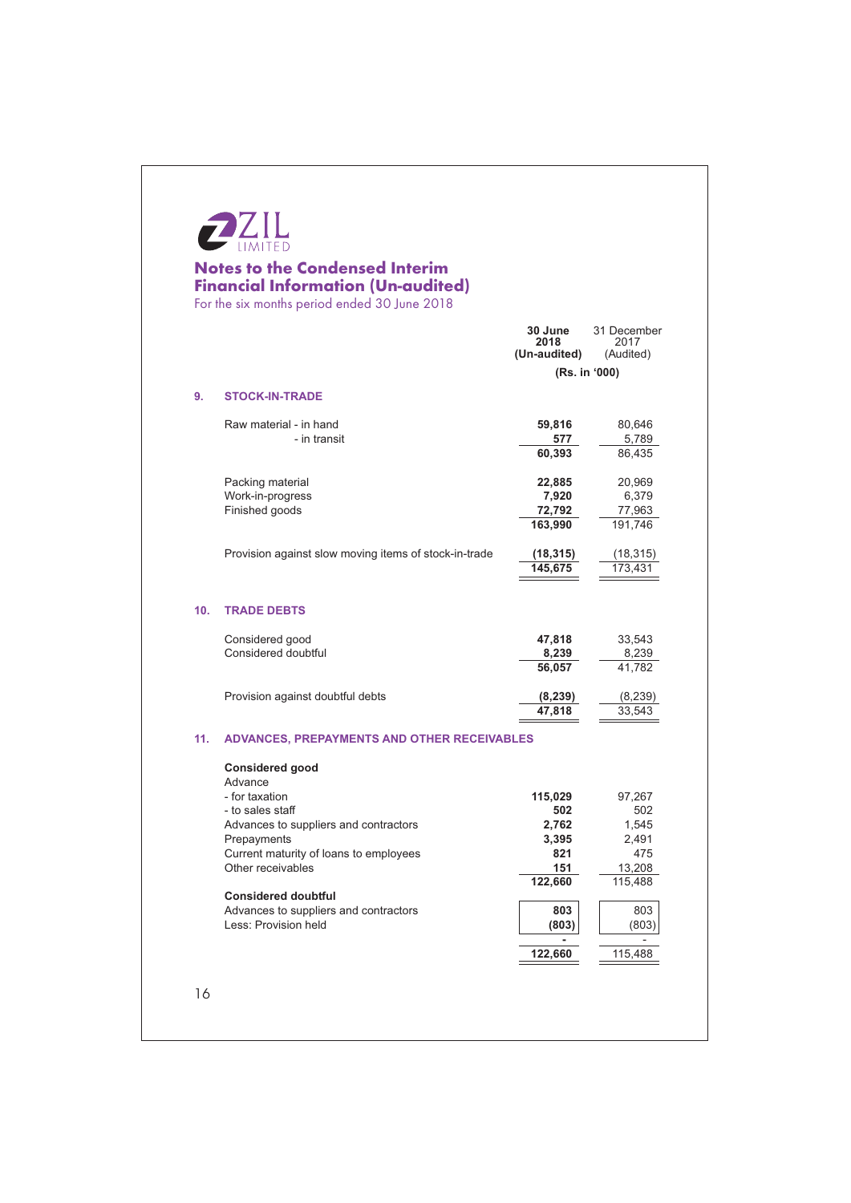# Notes to the Condensed Interim Financial Information (Un-audited)

For the six months period ended 30 June 2018

| | 30 June 2018 (Un-audited) | 31 December 2017 (Audited) |
|---|---|---|
| | (Rs. in '000) | |

## 9. STOCK-IN-TRADE

| | 30 June 2018 (Un-audited) | 31 December 2017 (Audited) |
|---|---|---|
| Raw material - in hand | **59,816** | 80,646 |
| - in transit | **577** | 5,789 |
| | **60,393** | 86,435 |
| Packing material | **22,885** | 20,969 |
| Work-in-progress | **7,920** | 6,379 |
| Finished goods | **72,792** | 77,963 |
| | **163,990** | 191,746 |
| Provision against slow moving items of stock-in-trade | **(18,315)** | (18,315) |
| | **145,675** | 173,431 |

## 10. TRADE DEBTS

| | 30 June 2018 (Un-audited) | 31 December 2017 (Audited) |
|---|---|---|
| Considered good | **47,818** | 33,543 |
| Considered doubtful | **8,239** | 8,239 |
| | **56,057** | 41,782 |
| Provision against doubtful debts | **(8,239)** | (8,239) |
| | **47,818** | 33,543 |

## 11. ADVANCES, PREPAYMENTS AND OTHER RECEIVABLES

| | 30 June 2018 (Un-audited) | 31 December 2017 (Audited) |
|---|---|---|
| **Considered good** | | |
| Advance | | |
| - for taxation | **115,029** | 97,267 |
| - to sales staff | **502** | 502 |
| Advances to suppliers and contractors | **2,762** | 1,545 |
| Prepayments | **3,395** | 2,491 |
| Current maturity of loans to employees | **821** | 475 |
| Other receivables | **151** | 13,208 |
| | **122,660** | 115,488 |
| **Considered doubtful** | | |
| Advances to suppliers and contractors | **803** | 803 |
| Less: Provision held | **(803)** | (803) |
| | **-** | - |
| | **122,660** | 115,488 |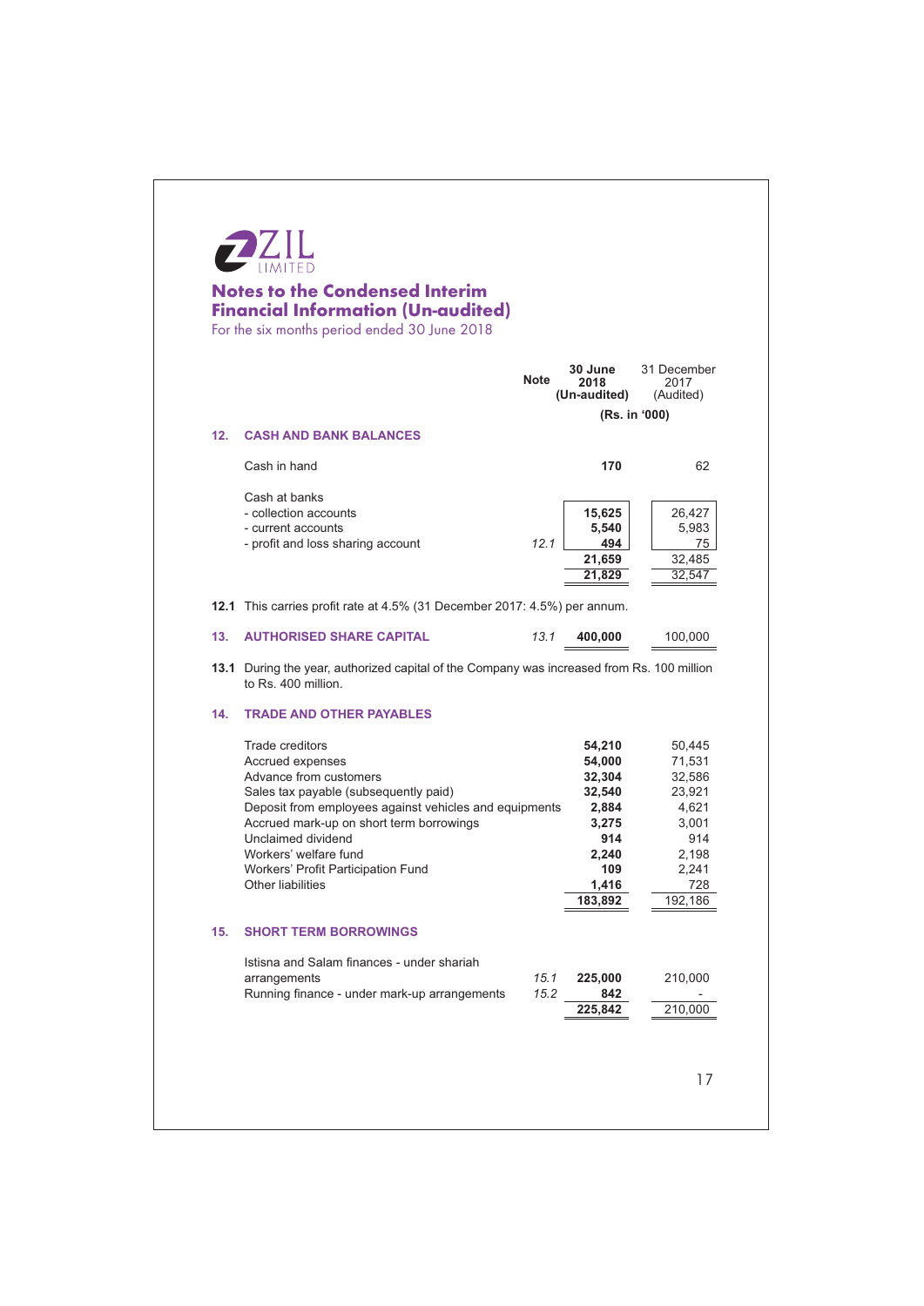ZIL LIMITED

## Notes to the Condensed Interim Financial Information (Un-audited)

For the six months period ended 30 June 2018

| | Note | 30 June 2018 (Un-audited) | 31 December 2017 (Audited) |
|---|---|---|---|
| | | (Rs. in '000) | |
| **12. CASH AND BANK BALANCES** | | | |
| Cash in hand | | **170** | 62 |
| Cash at banks | | | |
| - collection accounts | | **15,625** | 26,427 |
| - current accounts | | **5,540** | 5,983 |
| - profit and loss sharing account | *12.1* | **494** | 75 |
| | | **21,659** | 32,485 |
| | | **21,829** | 32,547 |

**12.1** This carries profit rate at 4.5% (31 December 2017: 4.5%) per annum.

| | Note | 30 June 2018 (Un-audited) | 31 December 2017 (Audited) |
|---|---|---|---|
| **13. AUTHORISED SHARE CAPITAL** | *13.1* | **400,000** | 100,000 |

**13.1** During the year, authorized capital of the Company was increased from Rs. 100 million to Rs. 400 million.

| | Note | 30 June 2018 (Un-audited) | 31 December 2017 (Audited) |
|---|---|---|---|
| **14. TRADE AND OTHER PAYABLES** | | | |
| Trade creditors | | **54,210** | 50,445 |
| Accrued expenses | | **54,000** | 71,531 |
| Advance from customers | | **32,304** | 32,586 |
| Sales tax payable (subsequently paid) | | **32,540** | 23,921 |
| Deposit from employees against vehicles and equipments | | **2,884** | 4,621 |
| Accrued mark-up on short term borrowings | | **3,275** | 3,001 |
| Unclaimed dividend | | **914** | 914 |
| Workers' welfare fund | | **2,240** | 2,198 |
| Workers' Profit Participation Fund | | **109** | 2,241 |
| Other liabilities | | **1,416** | 728 |
| | | **183,892** | 192,186 |
| **15. SHORT TERM BORROWINGS** | | | |
| Istisna and Salam finances - under shariah arrangements | *15.1* | **225,000** | 210,000 |
| Running finance - under mark-up arrangements | *15.2* | **842** | - |
| | | **225,842** | 210,000 |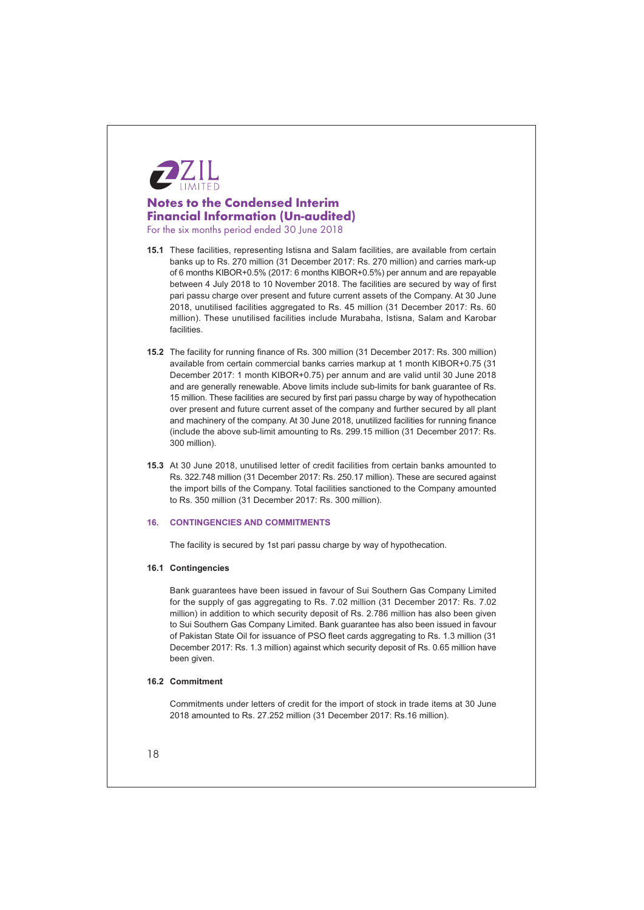## Notes to the Condensed Interim Financial Information (Un-audited)

For the six months period ended 30 June 2018

**15.1** These facilities, representing Istisna and Salam facilities, are available from certain banks up to Rs. 270 million (31 December 2017: Rs. 270 million) and carries mark-up of 6 months KIBOR+0.5% (2017: 6 months KIBOR+0.5%) per annum and are repayable between 4 July 2018 to 10 November 2018. The facilities are secured by way of first pari passu charge over present and future current assets of the Company. At 30 June 2018, unutilised facilities aggregated to Rs. 45 million (31 December 2017: Rs. 60 million). These unutilised facilities include Murabaha, Istisna, Salam and Karobar facilities.

**15.2** The facility for running finance of Rs. 300 million (31 December 2017: Rs. 300 million) available from certain commercial banks carries markup at 1 month KIBOR+0.75 (31 December 2017: 1 month KIBOR+0.75) per annum and are valid until 30 June 2018 and are generally renewable. Above limits include sub-limits for bank guarantee of Rs. 15 million. These facilities are secured by first pari passu charge by way of hypothecation over present and future current asset of the company and further secured by all plant and machinery of the company. At 30 June 2018, unutilized facilities for running finance (include the above sub-limit amounting to Rs. 299.15 million (31 December 2017: Rs. 300 million).

**15.3** At 30 June 2018, unutilised letter of credit facilities from certain banks amounted to Rs. 322.748 million (31 December 2017: Rs. 250.17 million). These are secured against the import bills of the Company. Total facilities sanctioned to the Company amounted to Rs. 350 million (31 December 2017: Rs. 300 million).

### 16. CONTINGENCIES AND COMMITMENTS

The facility is secured by 1st pari passu charge by way of hypothecation.

#### 16.1 Contingencies

Bank guarantees have been issued in favour of Sui Southern Gas Company Limited for the supply of gas aggregating to Rs. 7.02 million (31 December 2017: Rs. 7.02 million) in addition to which security deposit of Rs. 2.786 million has also been given to Sui Southern Gas Company Limited. Bank guarantee has also been issued in favour of Pakistan State Oil for issuance of PSO fleet cards aggregating to Rs. 1.3 million (31 December 2017: Rs. 1.3 million) against which security deposit of Rs. 0.65 million have been given.

#### 16.2 Commitment

Commitments under letters of credit for the import of stock in trade items at 30 June 2018 amounted to Rs. 27.252 million (31 December 2017: Rs.16 million).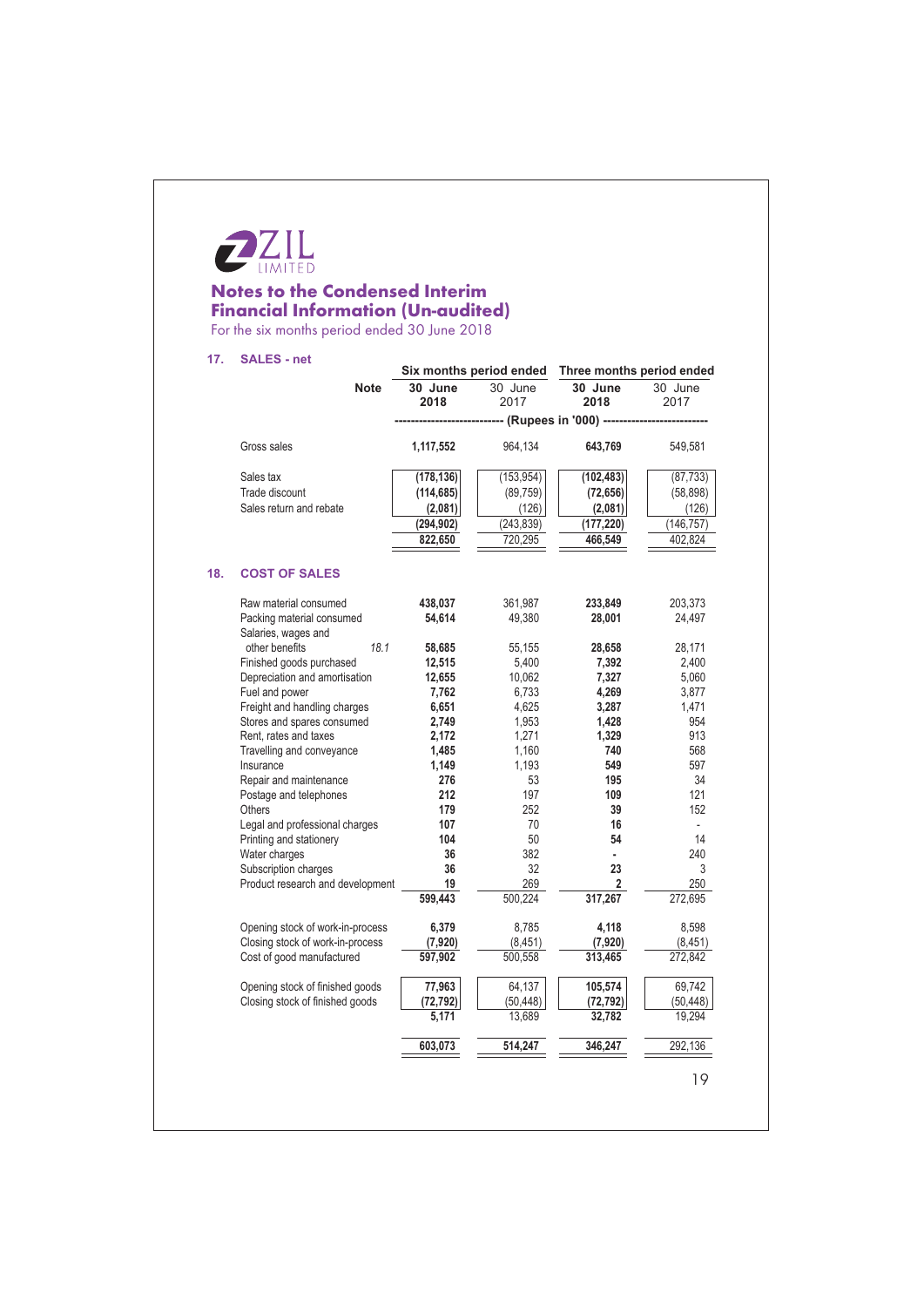**ZIL LIMITED**

## Notes to the Condensed Interim Financial Information (Un-audited)

For the six months period ended 30 June 2018

### 17. SALES - net

| | Note | Six months period ended | | Three months period ended | |
|---|---|---|---|---|---|
| | | **30 June 2018** | 30 June 2017 | **30 June 2018** | 30 June 2017 |
| | | (Rupees in '000) | | | |
| Gross sales | | **1,117,552** | 964,134 | **643,769** | 549,581 |
| Sales tax | | **(178,136)** | (153,954) | **(102,483)** | (87,733) |
| Trade discount | | **(114,685)** | (89,759) | **(72,656)** | (58,898) |
| Sales return and rebate | | **(2,081)** | (126) | **(2,081)** | (126) |
| | | **(294,902)** | (243,839) | **(177,220)** | (146,757) |
| | | **822,650** | 720,295 | **466,549** | 402,824 |

### 18. COST OF SALES

| | Note | Six months 30 June 2018 | Six months 30 June 2017 | Three months 30 June 2018 | Three months 30 June 2017 |
|---|---|---|---|---|---|
| Raw material consumed | | **438,037** | 361,987 | **233,849** | 203,373 |
| Packing material consumed | | **54,614** | 49,380 | **28,001** | 24,497 |
| Salaries, wages and other benefits | 18.1 | **58,685** | 55,155 | **28,658** | 28,171 |
| Finished goods purchased | | **12,515** | 5,400 | **7,392** | 2,400 |
| Depreciation and amortisation | | **12,655** | 10,062 | **7,327** | 5,060 |
| Fuel and power | | **7,762** | 6,733 | **4,269** | 3,877 |
| Freight and handling charges | | **6,651** | 4,625 | **3,287** | 1,471 |
| Stores and spares consumed | | **2,749** | 1,953 | **1,428** | 954 |
| Rent, rates and taxes | | **2,172** | 1,271 | **1,329** | 913 |
| Travelling and conveyance | | **1,485** | 1,160 | **740** | 568 |
| Insurance | | **1,149** | 1,193 | **549** | 597 |
| Repair and maintenance | | **276** | 53 | **195** | 34 |
| Postage and telephones | | **212** | 197 | **109** | 121 |
| Others | | **179** | 252 | **39** | 152 |
| Legal and professional charges | | **107** | 70 | **16** | - |
| Printing and stationery | | **104** | 50 | **54** | 14 |
| Water charges | | **36** | 382 | **-** | 240 |
| Subscription charges | | **36** | 32 | **23** | 3 |
| Product research and development | | **19** | 269 | **2** | 250 |
| | | **599,443** | 500,224 | **317,267** | 272,695 |
| Opening stock of work-in-process | | **6,379** | 8,785 | **4,118** | 8,598 |
| Closing stock of work-in-process | | **(7,920)** | (8,451) | **(7,920)** | (8,451) |
| Cost of good manufactured | | **597,902** | 500,558 | **313,465** | 272,842 |
| Opening stock of finished goods | | **77,963** | 64,137 | **105,574** | 69,742 |
| Closing stock of finished goods | | **(72,792)** | (50,448) | **(72,792)** | (50,448) |
| | | **5,171** | 13,689 | **32,782** | 19,294 |
| | | **603,073** | 514,247 | **346,247** | 292,136 |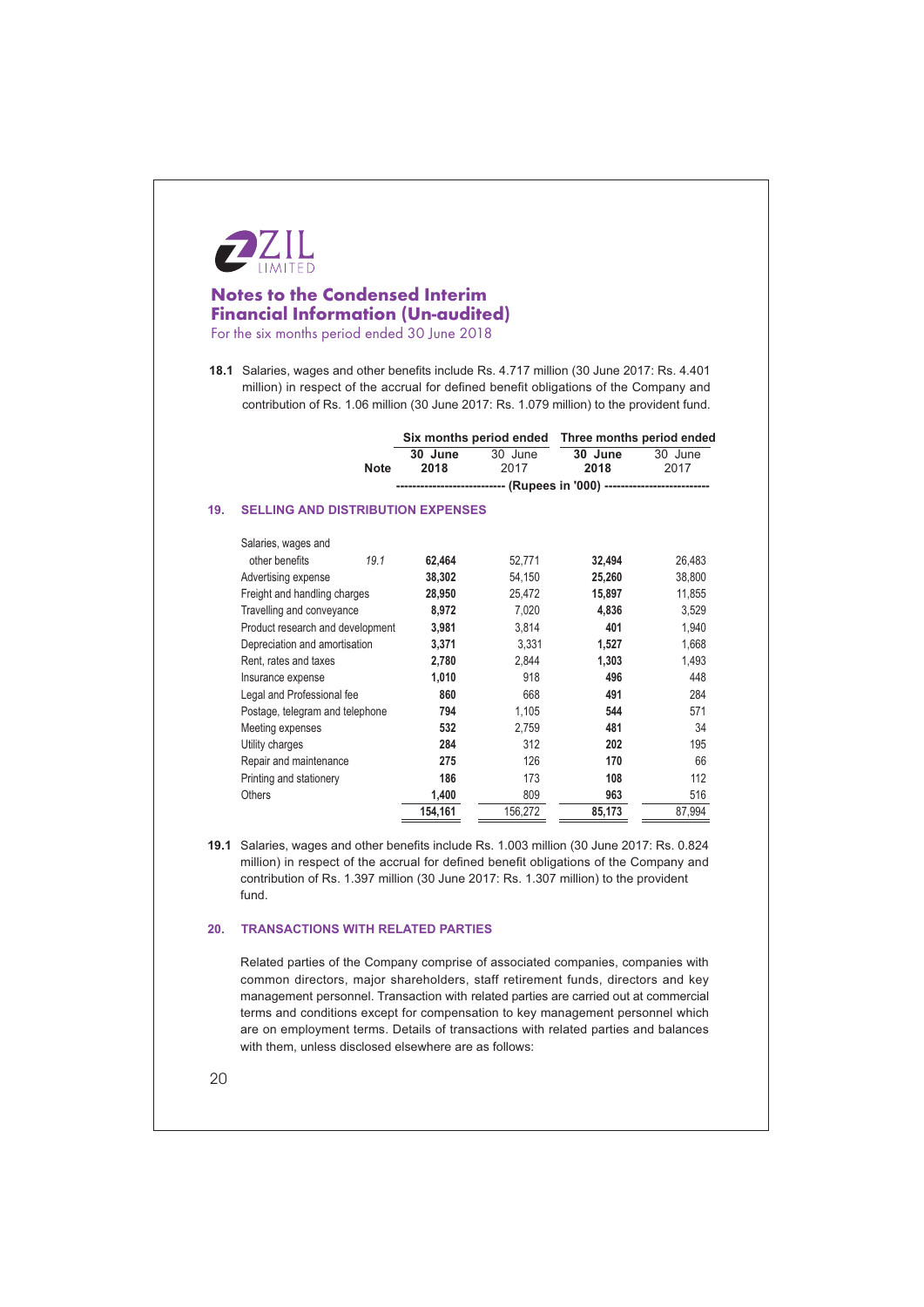# Notes to the Condensed Interim Financial Information (Un-audited)

For the six months period ended 30 June 2018

**18.1** Salaries, wages and other benefits include Rs. 4.717 million (30 June 2017: Rs. 4.401 million) in respect of the accrual for defined benefit obligations of the Company and contribution of Rs. 1.06 million (30 June 2017: Rs. 1.079 million) to the provident fund.

## 19. SELLING AND DISTRIBUTION EXPENSES

| | Note | Six months period ended | | Three months period ended | |
|---|---|---|---|---|---|
| | | **30 June 2018** | 30 June 2017 | **30 June 2018** | 30 June 2017 |
| | | (Rupees in '000) | | | |
| Salaries, wages and other benefits | *19.1* | **62,464** | 52,771 | **32,494** | 26,483 |
| Advertising expense | | **38,302** | 54,150 | **25,260** | 38,800 |
| Freight and handling charges | | **28,950** | 25,472 | **15,897** | 11,855 |
| Travelling and conveyance | | **8,972** | 7,020 | **4,836** | 3,529 |
| Product research and development | | **3,981** | 3,814 | **401** | 1,940 |
| Depreciation and amortisation | | **3,371** | 3,331 | **1,527** | 1,668 |
| Rent, rates and taxes | | **2,780** | 2,844 | **1,303** | 1,493 |
| Insurance expense | | **1,010** | 918 | **496** | 448 |
| Legal and Professional fee | | **860** | 668 | **491** | 284 |
| Postage, telegram and telephone | | **794** | 1,105 | **544** | 571 |
| Meeting expenses | | **532** | 2,759 | **481** | 34 |
| Utility charges | | **284** | 312 | **202** | 195 |
| Repair and maintenance | | **275** | 126 | **170** | 66 |
| Printing and stationery | | **186** | 173 | **108** | 112 |
| Others | | **1,400** | 809 | **963** | 516 |
| | | **154,161** | 156,272 | **85,173** | 87,994 |

**19.1** Salaries, wages and other benefits include Rs. 1.003 million (30 June 2017: Rs. 0.824 million) in respect of the accrual for defined benefit obligations of the Company and contribution of Rs. 1.397 million (30 June 2017: Rs. 1.307 million) to the provident fund.

## 20. TRANSACTIONS WITH RELATED PARTIES

Related parties of the Company comprise of associated companies, companies with common directors, major shareholders, staff retirement funds, directors and key management personnel. Transaction with related parties are carried out at commercial terms and conditions except for compensation to key management personnel which are on employment terms. Details of transactions with related parties and balances with them, unless disclosed elsewhere are as follows: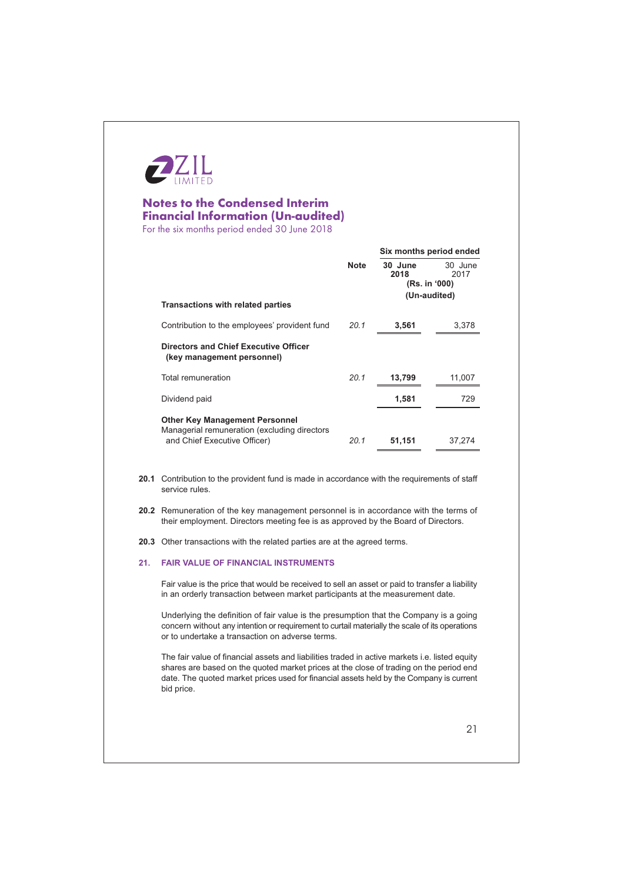## Notes to the Condensed Interim Financial Information (Un-audited)

For the six months period ended 30 June 2018

| | Note | Six months period ended 30 June 2018 | 30 June 2017 |
|---|---|---|---|
| | | (Rs. in '000) (Un-audited) | |
| **Transactions with related parties** | | | |
| Contribution to the employees' provident fund | *20.1* | **3,561** | 3,378 |
| **Directors and Chief Executive Officer (key management personnel)** | | | |
| Total remuneration | *20.1* | **13,799** | 11,007 |
| Dividend paid | | **1,581** | 729 |
| **Other Key Management Personnel** | | | |
| Managerial remuneration (excluding directors and Chief Executive Officer) | *20.1* | **51,151** | 37,274 |

**20.1** Contribution to the provident fund is made in accordance with the requirements of staff service rules.

**20.2** Remuneration of the key management personnel is in accordance with the terms of their employment. Directors meeting fee is as approved by the Board of Directors.

**20.3** Other transactions with the related parties are at the agreed terms.

### 21. FAIR VALUE OF FINANCIAL INSTRUMENTS

Fair value is the price that would be received to sell an asset or paid to transfer a liability in an orderly transaction between market participants at the measurement date.

Underlying the definition of fair value is the presumption that the Company is a going concern without any intention or requirement to curtail materially the scale of its operations or to undertake a transaction on adverse terms.

The fair value of financial assets and liabilities traded in active markets i.e. listed equity shares are based on the quoted market prices at the close of trading on the period end date. The quoted market prices used for financial assets held by the Company is current bid price.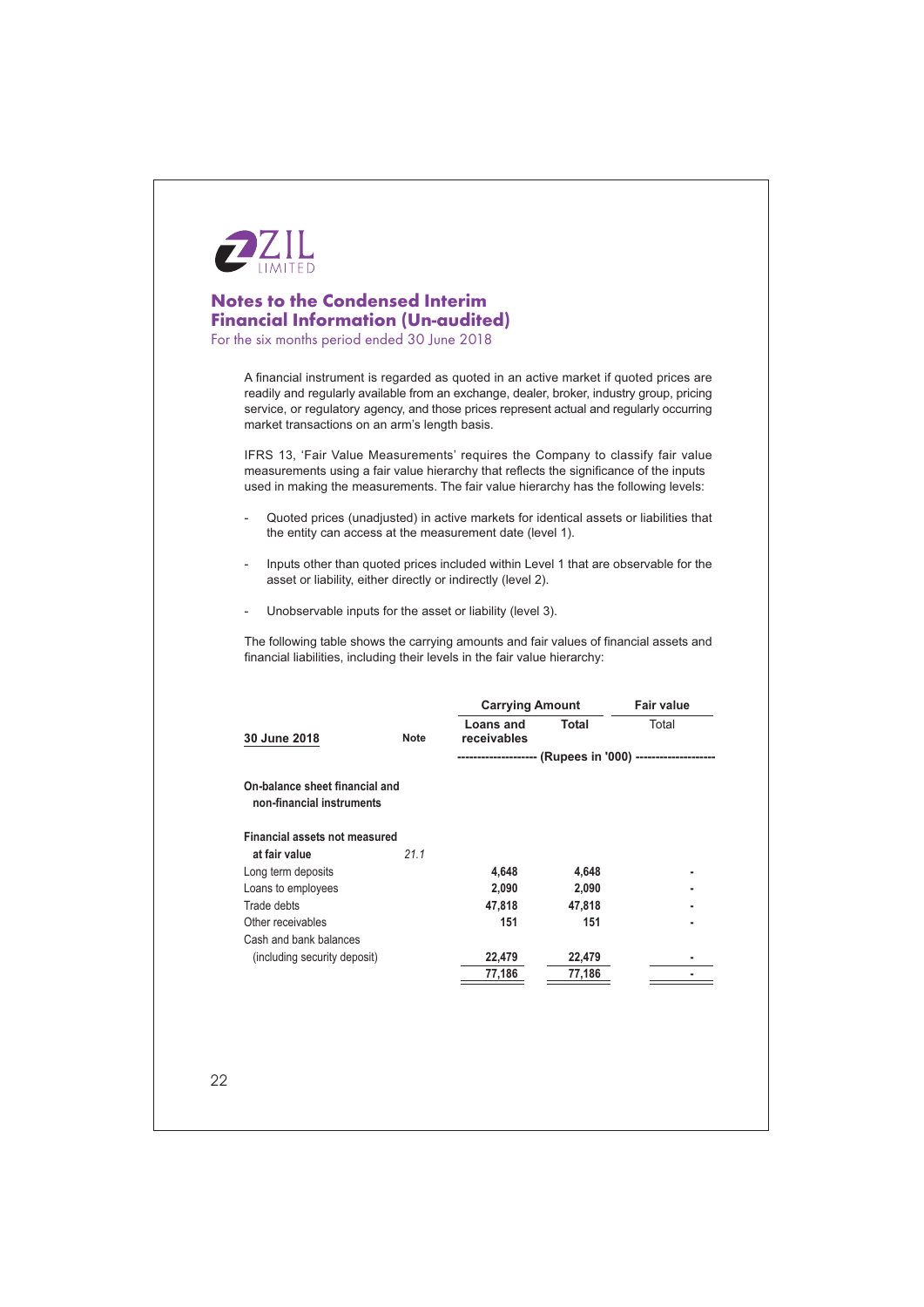A financial instrument is regarded as quoted in an active market if quoted prices are readily and regularly available from an exchange, dealer, broker, industry group, pricing service, or regulatory agency, and those prices represent actual and regularly occurring market transactions on an arm's length basis.

IFRS 13, 'Fair Value Measurements' requires the Company to classify fair value measurements using a fair value hierarchy that reflects the significance of the inputs used in making the measurements. The fair value hierarchy has the following levels:

- Quoted prices (unadjusted) in active markets for identical assets or liabilities that the entity can access at the measurement date (level 1).
- Inputs other than quoted prices included within Level 1 that are observable for the asset or liability, either directly or indirectly (level 2).
- Unobservable inputs for the asset or liability (level 3).

The following table shows the carrying amounts and fair values of financial assets and financial liabilities, including their levels in the fair value hierarchy:

| | | Carrying Amount | | Fair value |
|---|---|---|---|---|
| **30 June 2018** | **Note** | **Loans and receivables** | **Total** | Total |
| | | (Rupees in '000) | | |
| **On-balance sheet financial and non-financial instruments** | | | | |
| **Financial assets not measured at fair value** | *21.1* | | | |
| Long term deposits | | 4,648 | 4,648 | - |
| Loans to employees | | 2,090 | 2,090 | - |
| Trade debts | | 47,818 | 47,818 | - |
| Other receivables | | 151 | 151 | - |
| Cash and bank balances (including security deposit) | | 22,479 | 22,479 | - |
| | | 77,186 | 77,186 | - |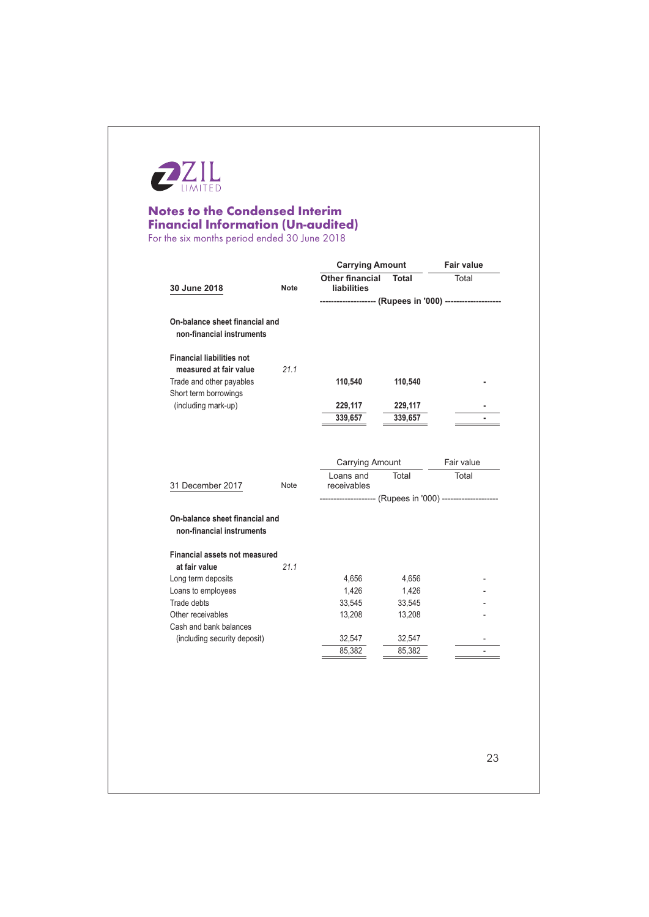ZIL LIMITED

## Notes to the Condensed Interim Financial Information (Un-audited)

For the six months period ended 30 June 2018

| **30 June 2018** | **Note** | **Carrying Amount** | | **Fair value** |
|---|---|---|---|---|
| | | **Other financial liabilities** | **Total** | Total |
| | | **-------------------- (Rupees in '000) --------------------** | | |
| **On-balance sheet financial and non-financial instruments** | | | | |
| **Financial liabilities not measured at fair value** | *21.1* | | | |
| Trade and other payables | | **110,540** | **110,540** | **-** |
| Short term borrowings (including mark-up) | | **229,117** | **229,117** | **-** |
| | | **339,657** | **339,657** | **-** |

| 31 December 2017 | Note | Carrying Amount | | Fair value |
|---|---|---|---|---|
| | | Loans and receivables | Total | Total |
| | | -------------------- (Rupees in '000) -------------------- | | |
| **On-balance sheet financial and non-financial instruments** | | | | |
| **Financial assets not measured at fair value** | *21.1* | | | |
| Long term deposits | | 4,656 | 4,656 | - |
| Loans to employees | | 1,426 | 1,426 | - |
| Trade debts | | 33,545 | 33,545 | - |
| Other receivables | | 13,208 | 13,208 | - |
| Cash and bank balances (including security deposit) | | 32,547 | 32,547 | - |
| | | 85,382 | 85,382 | - |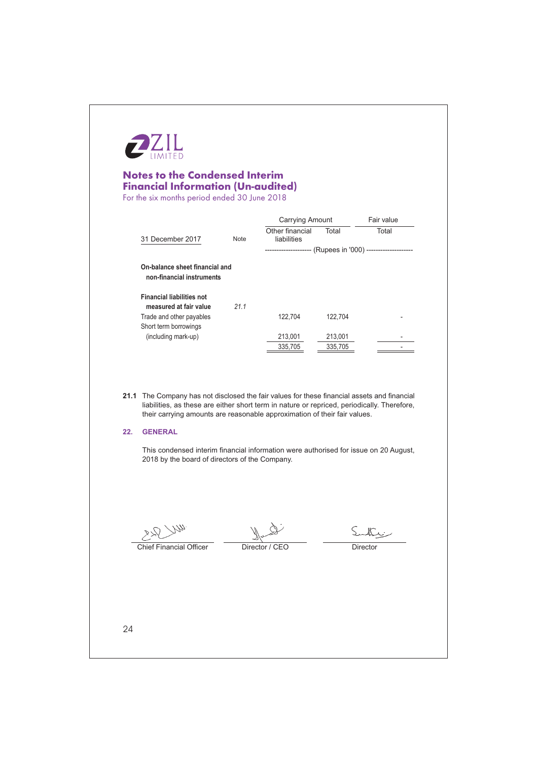ZIL LIMITED

## Notes to the Condensed Interim Financial Information (Un-audited)

For the six months period ended 30 June 2018

| 31 December 2017 | Note | Carrying Amount | | Fair value |
|---|---|---|---|---|
| | | Other financial liabilities | Total | Total |
| | | (Rupees in '000) | | |
| **On-balance sheet financial and non-financial instruments** | | | | |
| **Financial liabilities not measured at fair value** | *21.1* | | | |
| Trade and other payables | | 122,704 | 122,704 | - |
| Short term borrowings (including mark-up) | | 213,001 | 213,001 | - |
| | | 335,705 | 335,705 | - |

**21.1** The Company has not disclosed the fair values for these financial assets and financial liabilities, as these are either short term in nature or repriced, periodically. Therefore, their carrying amounts are reasonable approximation of their fair values.

## 22. GENERAL

This condensed interim financial information were authorised for issue on 20 August, 2018 by the board of directors of the Company.

Chief Financial Officer    Director / CEO    Director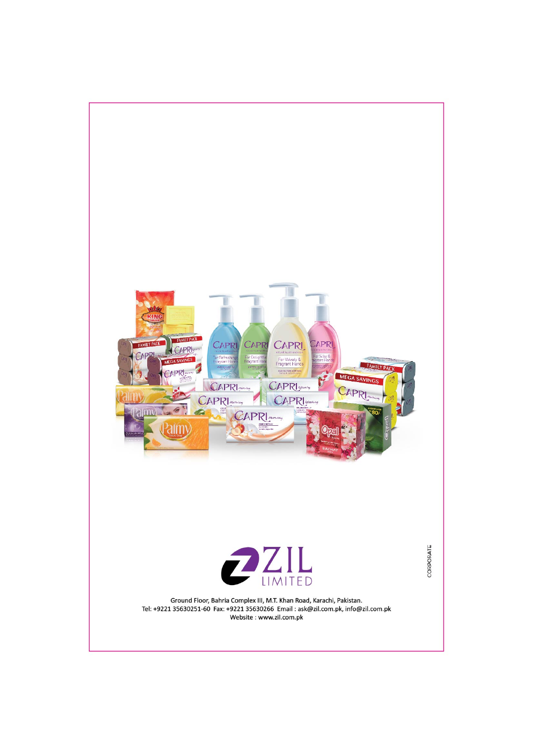ZIL LIMITED

Ground Floor, Bahria Complex III, M.T. Khan Road, Karachi, Pakistan.
Tel: +9221 35630251-60 Fax: +9221 35630266 Email : ask@zil.com.pk, info@zil.com.pk
Website : www.zil.com.pk